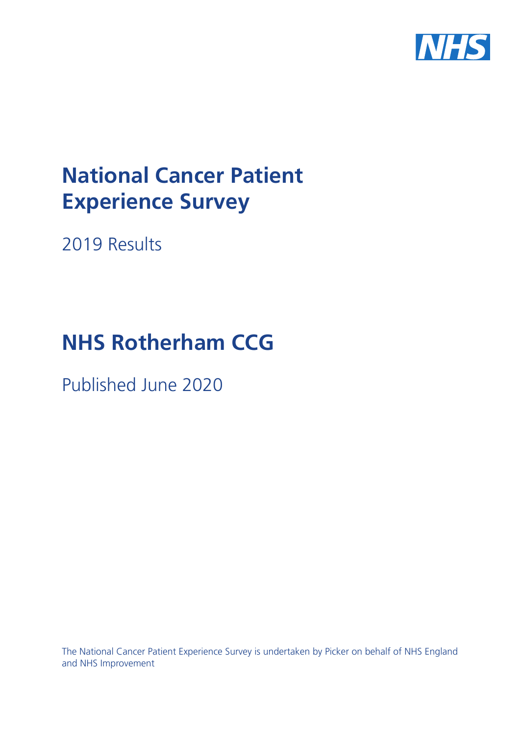# National Cancer Patient Experience Survey

2019 Results

# NHS Rotherham CCG

Published June 2020

The National Cancer Patient Experience Survey is undertaken by Picker on behalf of NHS England and NHS Improvement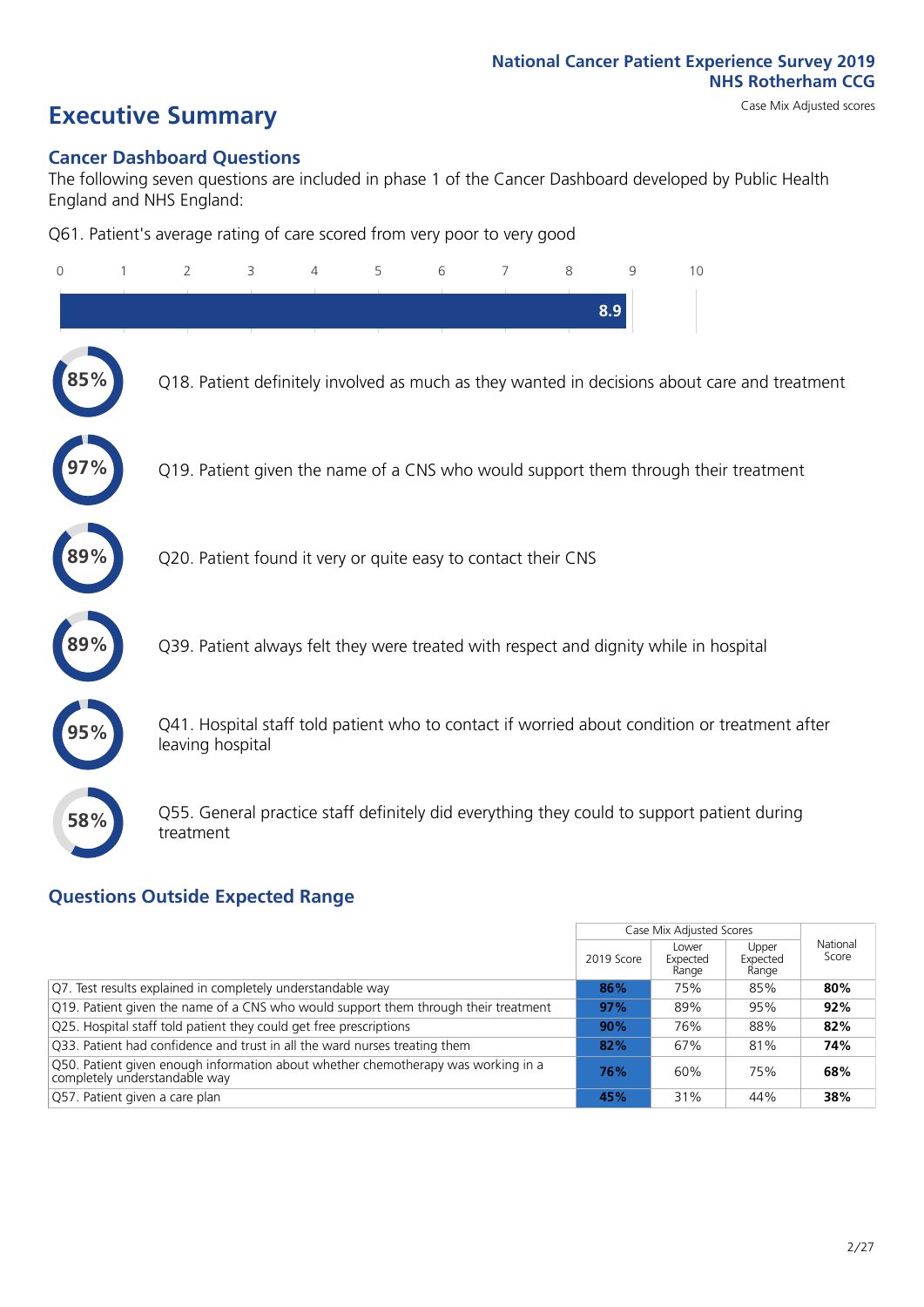National Cancer Patient Experience Survey 2019
NHS Rotherham CCG

Case Mix Adjusted scores

# Executive Summary

## Cancer Dashboard Questions

The following seven questions are included in phase 1 of the Cancer Dashboard developed by Public Health England and NHS England:

Q61. Patient's average rating of care scored from very poor to very good

8.9

85% Q18. Patient definitely involved as much as they wanted in decisions about care and treatment

97% Q19. Patient given the name of a CNS who would support them through their treatment

89% Q20. Patient found it very or quite easy to contact their CNS

89% Q39. Patient always felt they were treated with respect and dignity while in hospital

95% Q41. Hospital staff told patient who to contact if worried about condition or treatment after leaving hospital

58% Q55. General practice staff definitely did everything they could to support patient during treatment

## Questions Outside Expected Range

| | Case Mix Adjusted Scores | | | National Score |
|---|---|---|---|---|
| | 2019 Score | Lower Expected Range | Upper Expected Range | |
| Q7. Test results explained in completely understandable way | **86%** | 75% | 85% | **80%** |
| Q19. Patient given the name of a CNS who would support them through their treatment | **97%** | 89% | 95% | **92%** |
| Q25. Hospital staff told patient they could get free prescriptions | **90%** | 76% | 88% | **82%** |
| Q33. Patient had confidence and trust in all the ward nurses treating them | **82%** | 67% | 81% | **74%** |
| Q50. Patient given enough information about whether chemotherapy was working in a completely understandable way | **76%** | 60% | 75% | **68%** |
| Q57. Patient given a care plan | **45%** | 31% | 44% | **38%** |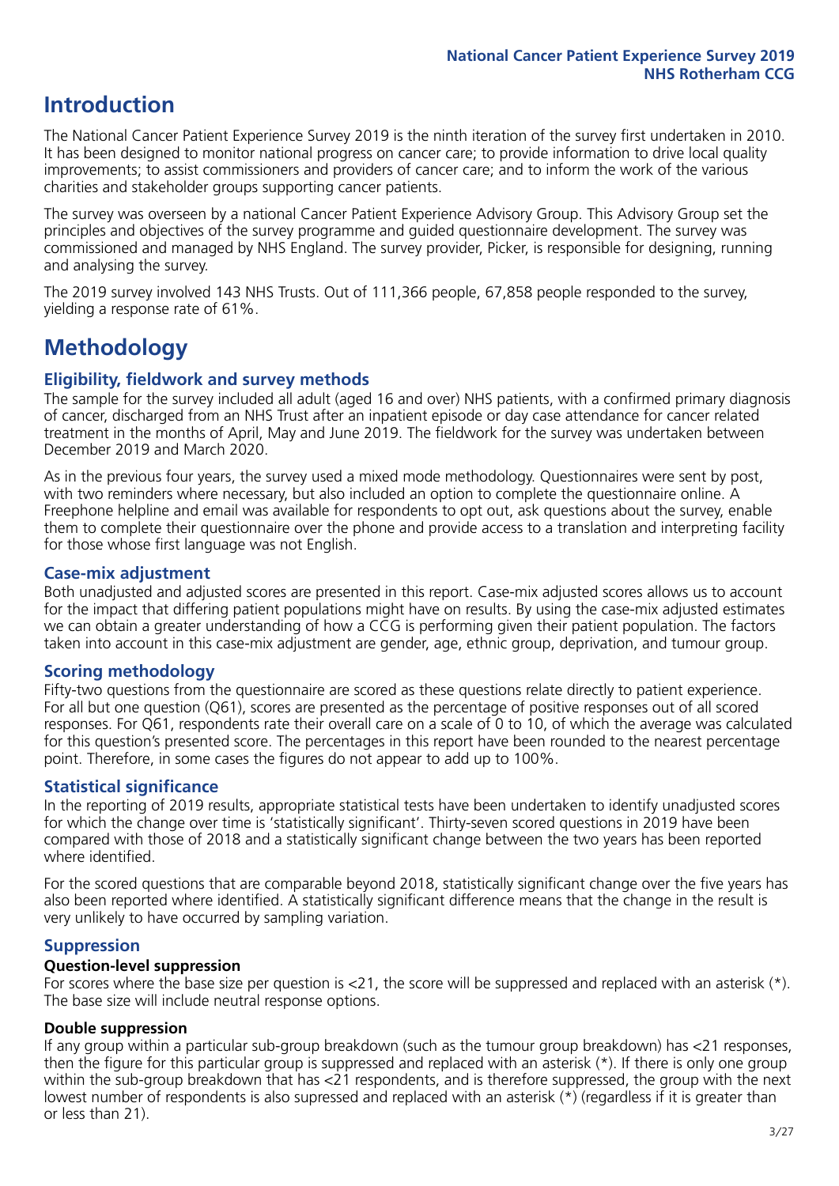# Introduction

The National Cancer Patient Experience Survey 2019 is the ninth iteration of the survey first undertaken in 2010. It has been designed to monitor national progress on cancer care; to provide information to drive local quality improvements; to assist commissioners and providers of cancer care; and to inform the work of the various charities and stakeholder groups supporting cancer patients.

The survey was overseen by a national Cancer Patient Experience Advisory Group. This Advisory Group set the principles and objectives of the survey programme and guided questionnaire development. The survey was commissioned and managed by NHS England. The survey provider, Picker, is responsible for designing, running and analysing the survey.

The 2019 survey involved 143 NHS Trusts. Out of 111,366 people, 67,858 people responded to the survey, yielding a response rate of 61%.

# Methodology

### Eligibility, fieldwork and survey methods

The sample for the survey included all adult (aged 16 and over) NHS patients, with a confirmed primary diagnosis of cancer, discharged from an NHS Trust after an inpatient episode or day case attendance for cancer related treatment in the months of April, May and June 2019. The fieldwork for the survey was undertaken between December 2019 and March 2020.

As in the previous four years, the survey used a mixed mode methodology. Questionnaires were sent by post, with two reminders where necessary, but also included an option to complete the questionnaire online. A Freephone helpline and email was available for respondents to opt out, ask questions about the survey, enable them to complete their questionnaire over the phone and provide access to a translation and interpreting facility for those whose first language was not English.

### Case-mix adjustment

Both unadjusted and adjusted scores are presented in this report. Case-mix adjusted scores allows us to account for the impact that differing patient populations might have on results. By using the case-mix adjusted estimates we can obtain a greater understanding of how a CCG is performing given their patient population. The factors taken into account in this case-mix adjustment are gender, age, ethnic group, deprivation, and tumour group.

### Scoring methodology

Fifty-two questions from the questionnaire are scored as these questions relate directly to patient experience. For all but one question (Q61), scores are presented as the percentage of positive responses out of all scored responses. For Q61, respondents rate their overall care on a scale of 0 to 10, of which the average was calculated for this question's presented score. The percentages in this report have been rounded to the nearest percentage point. Therefore, in some cases the figures do not appear to add up to 100%.

### Statistical significance

In the reporting of 2019 results, appropriate statistical tests have been undertaken to identify unadjusted scores for which the change over time is 'statistically significant'. Thirty-seven scored questions in 2019 have been compared with those of 2018 and a statistically significant change between the two years has been reported where identified.

For the scored questions that are comparable beyond 2018, statistically significant change over the five years has also been reported where identified. A statistically significant difference means that the change in the result is very unlikely to have occurred by sampling variation.

### Suppression

#### Question-level suppression

For scores where the base size per question is <21, the score will be suppressed and replaced with an asterisk (*). The base size will include neutral response options.

#### Double suppression

If any group within a particular sub-group breakdown (such as the tumour group breakdown) has <21 responses, then the figure for this particular group is suppressed and replaced with an asterisk (*). If there is only one group within the sub-group breakdown that has <21 respondents, and is therefore suppressed, the group with the next lowest number of respondents is also supressed and replaced with an asterisk (*) (regardless if it is greater than or less than 21).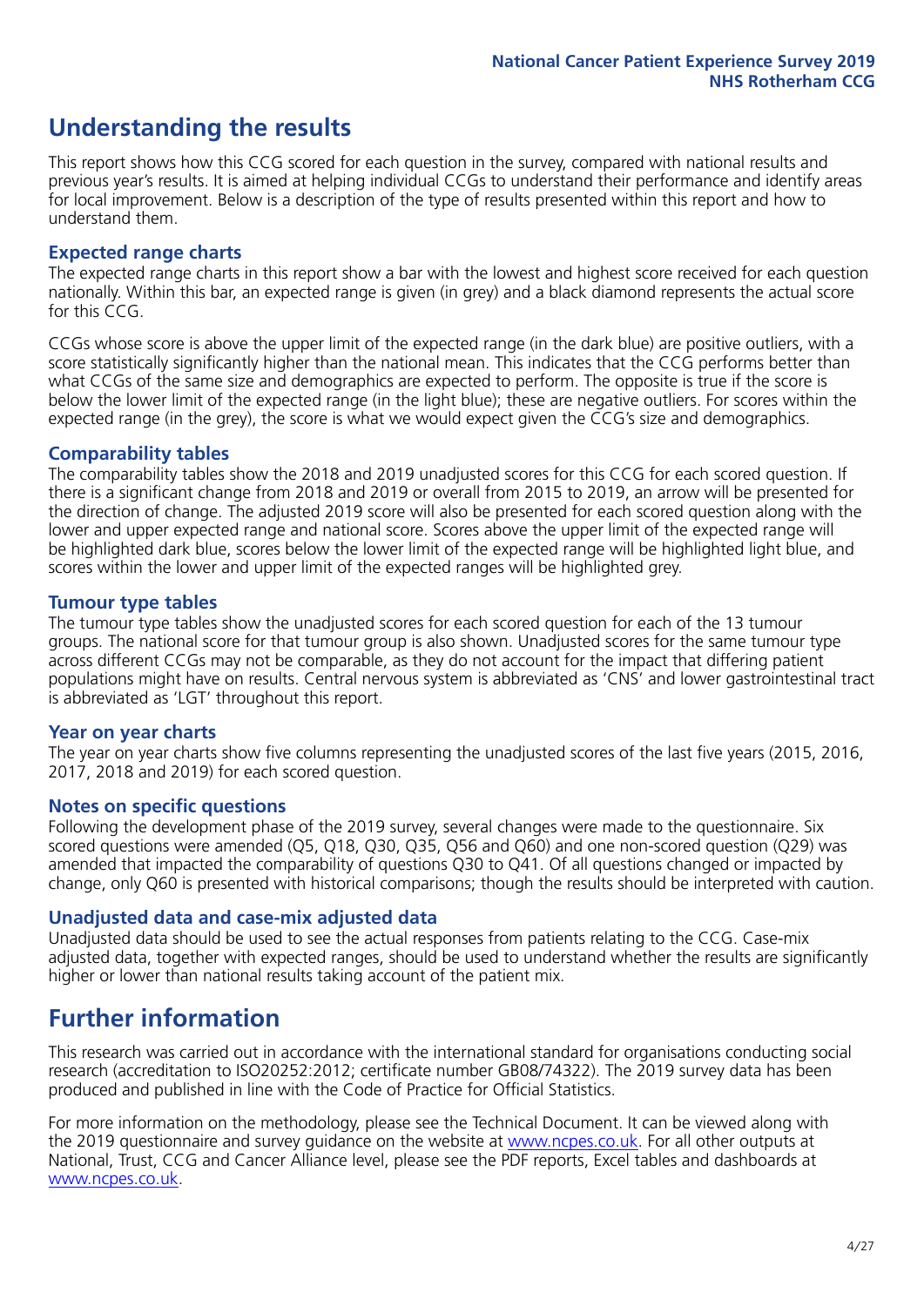## Understanding the results

This report shows how this CCG scored for each question in the survey, compared with national results and previous year's results. It is aimed at helping individual CCGs to understand their performance and identify areas for local improvement. Below is a description of the type of results presented within this report and how to understand them.

### Expected range charts

The expected range charts in this report show a bar with the lowest and highest score received for each question nationally. Within this bar, an expected range is given (in grey) and a black diamond represents the actual score for this CCG.

CCGs whose score is above the upper limit of the expected range (in the dark blue) are positive outliers, with a score statistically significantly higher than the national mean. This indicates that the CCG performs better than what CCGs of the same size and demographics are expected to perform. The opposite is true if the score is below the lower limit of the expected range (in the light blue); these are negative outliers. For scores within the expected range (in the grey), the score is what we would expect given the CCG's size and demographics.

### Comparability tables

The comparability tables show the 2018 and 2019 unadjusted scores for this CCG for each scored question. If there is a significant change from 2018 and 2019 or overall from 2015 to 2019, an arrow will be presented for the direction of change. The adjusted 2019 score will also be presented for each scored question along with the lower and upper expected range and national score. Scores above the upper limit of the expected range will be highlighted dark blue, scores below the lower limit of the expected range will be highlighted light blue, and scores within the lower and upper limit of the expected ranges will be highlighted grey.

### Tumour type tables

The tumour type tables show the unadjusted scores for each scored question for each of the 13 tumour groups. The national score for that tumour group is also shown. Unadjusted scores for the same tumour type across different CCGs may not be comparable, as they do not account for the impact that differing patient populations might have on results. Central nervous system is abbreviated as 'CNS' and lower gastrointestinal tract is abbreviated as 'LGT' throughout this report.

### Year on year charts

The year on year charts show five columns representing the unadjusted scores of the last five years (2015, 2016, 2017, 2018 and 2019) for each scored question.

### Notes on specific questions

Following the development phase of the 2019 survey, several changes were made to the questionnaire. Six scored questions were amended (Q5, Q18, Q30, Q35, Q56 and Q60) and one non-scored question (Q29) was amended that impacted the comparability of questions Q30 to Q41. Of all questions changed or impacted by change, only Q60 is presented with historical comparisons; though the results should be interpreted with caution.

### Unadjusted data and case-mix adjusted data

Unadjusted data should be used to see the actual responses from patients relating to the CCG. Case-mix adjusted data, together with expected ranges, should be used to understand whether the results are significantly higher or lower than national results taking account of the patient mix.

## Further information

This research was carried out in accordance with the international standard for organisations conducting social research (accreditation to ISO20252:2012; certificate number GB08/74322). The 2019 survey data has been produced and published in line with the Code of Practice for Official Statistics.

For more information on the methodology, please see the Technical Document. It can be viewed along with the 2019 questionnaire and survey guidance on the website at www.ncpes.co.uk. For all other outputs at National, Trust, CCG and Cancer Alliance level, please see the PDF reports, Excel tables and dashboards at www.ncpes.co.uk.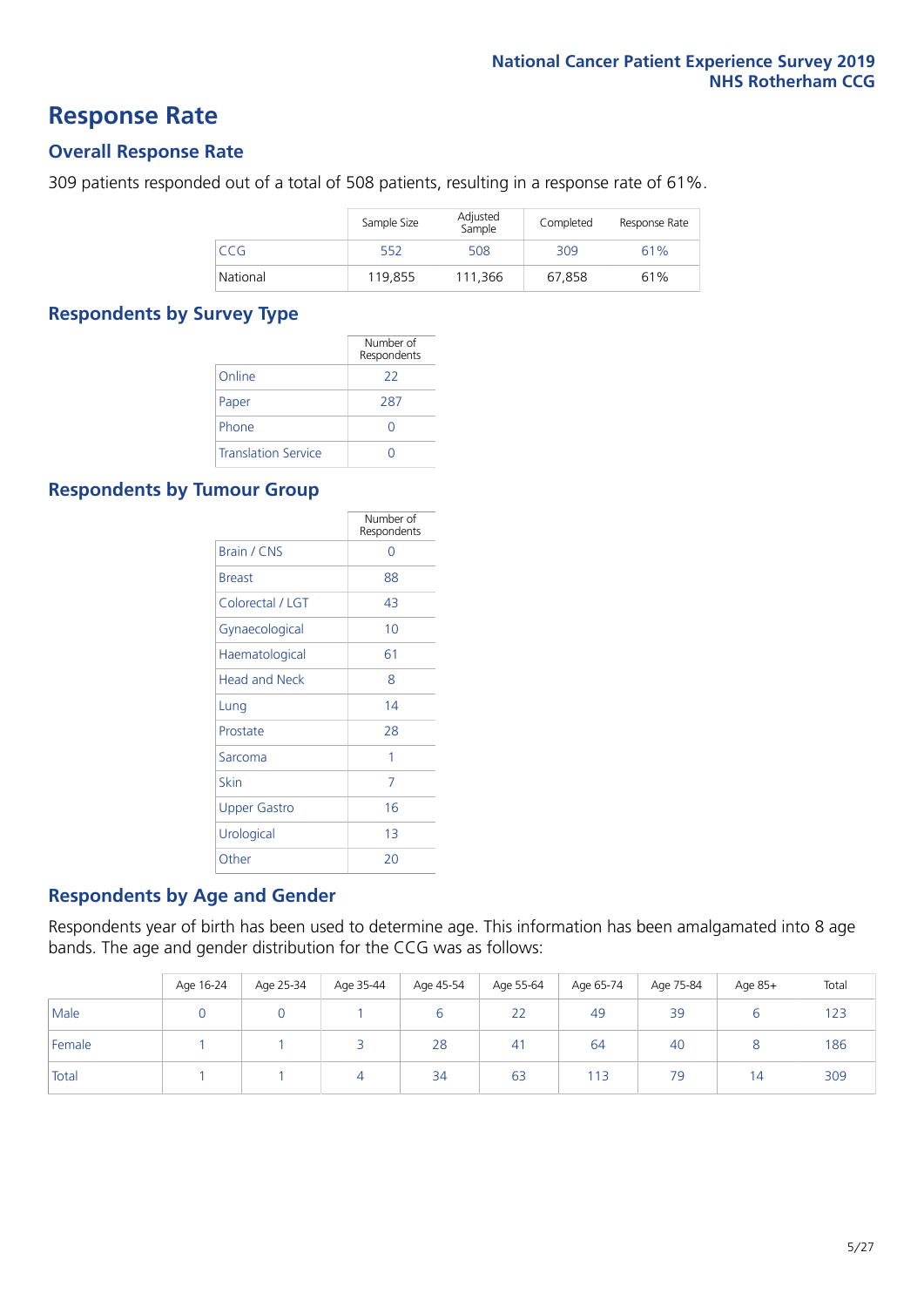# Response Rate

## Overall Response Rate

309 patients responded out of a total of 508 patients, resulting in a response rate of 61%.

| | Sample Size | Adjusted Sample | Completed | Response Rate |
|---|---|---|---|---|
| CCG | 552 | 508 | 309 | 61% |
| National | 119,855 | 111,366 | 67,858 | 61% |

## Respondents by Survey Type

| | Number of Respondents |
|---|---|
| Online | 22 |
| Paper | 287 |
| Phone | 0 |
| Translation Service | 0 |

## Respondents by Tumour Group

| | Number of Respondents |
|---|---|
| Brain / CNS | 0 |
| Breast | 88 |
| Colorectal / LGT | 43 |
| Gynaecological | 10 |
| Haematological | 61 |
| Head and Neck | 8 |
| Lung | 14 |
| Prostate | 28 |
| Sarcoma | 1 |
| Skin | 7 |
| Upper Gastro | 16 |
| Urological | 13 |
| Other | 20 |

## Respondents by Age and Gender

Respondents year of birth has been used to determine age. This information has been amalgamated into 8 age bands. The age and gender distribution for the CCG was as follows:

| | Age 16-24 | Age 25-34 | Age 35-44 | Age 45-54 | Age 55-64 | Age 65-74 | Age 75-84 | Age 85+ | Total |
|---|---|---|---|---|---|---|---|---|---|
| Male | 0 | 0 | 1 | 6 | 22 | 49 | 39 | 6 | 123 |
| Female | 1 | 1 | 3 | 28 | 41 | 64 | 40 | 8 | 186 |
| Total | 1 | 1 | 4 | 34 | 63 | 113 | 79 | 14 | 309 |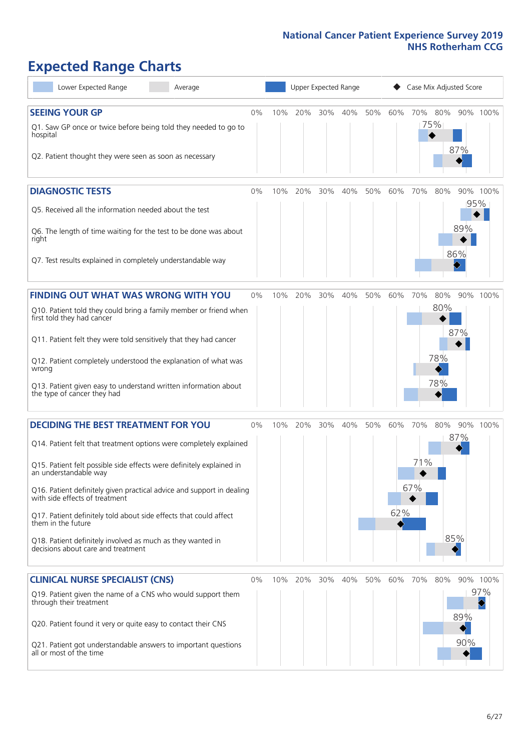# Expected Range Charts

Lower Expected Range | Average | Upper Expected Range | Case Mix Adjusted Score

## SEEING YOUR GP

| Question | Case Mix Adjusted Score |
|---|---|
| Q1. Saw GP once or twice before being told they needed to go to hospital | 75% |
| Q2. Patient thought they were seen as soon as necessary | 87% |

## DIAGNOSTIC TESTS

| Question | Case Mix Adjusted Score |
|---|---|
| Q5. Received all the information needed about the test | 95% |
| Q6. The length of time waiting for the test to be done was about right | 89% |
| Q7. Test results explained in completely understandable way | 86% |

## FINDING OUT WHAT WAS WRONG WITH YOU

| Question | Case Mix Adjusted Score |
|---|---|
| Q10. Patient told they could bring a family member or friend when first told they had cancer | 80% |
| Q11. Patient felt they were told sensitively that they had cancer | 87% |
| Q12. Patient completely understood the explanation of what was wrong | 78% |
| Q13. Patient given easy to understand written information about the type of cancer they had | 78% |

## DECIDING THE BEST TREATMENT FOR YOU

| Question | Case Mix Adjusted Score |
|---|---|
| Q14. Patient felt that treatment options were completely explained | 87% |
| Q15. Patient felt possible side effects were definitely explained in an understandable way | 71% |
| Q16. Patient definitely given practical advice and support in dealing with side effects of treatment | 67% |
| Q17. Patient definitely told about side effects that could affect them in the future | 62% |
| Q18. Patient definitely involved as much as they wanted in decisions about care and treatment | 85% |

## CLINICAL NURSE SPECIALIST (CNS)

| Question | Case Mix Adjusted Score |
|---|---|
| Q19. Patient given the name of a CNS who would support them through their treatment | 97% |
| Q20. Patient found it very or quite easy to contact their CNS | 89% |
| Q21. Patient got understandable answers to important questions all or most of the time | 90% |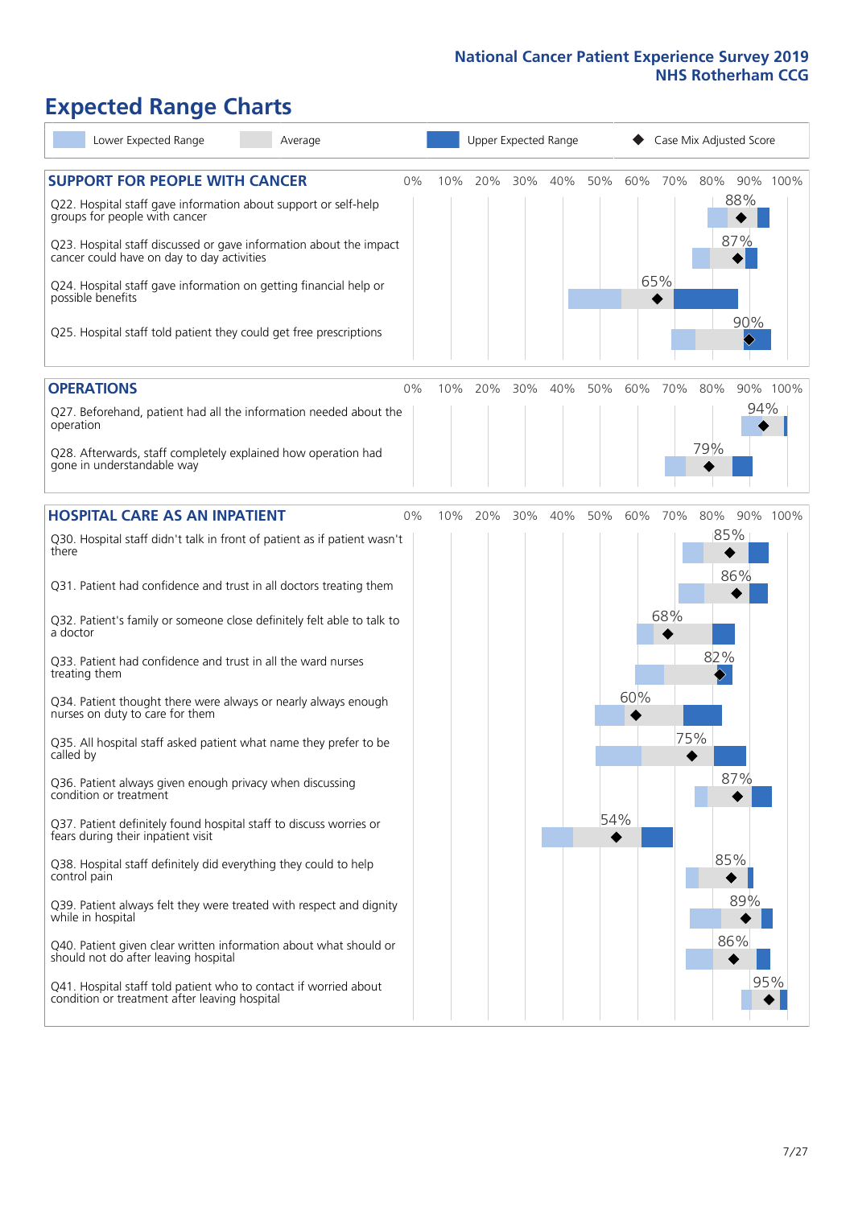# Expected Range Charts

Lower Expected Range | Average | Upper Expected Range | ◆ Case Mix Adjusted Score

## SUPPORT FOR PEOPLE WITH CANCER

| Question | Case Mix Adjusted Score |
|---|---|
| Q22. Hospital staff gave information about support or self-help groups for people with cancer | 88% |
| Q23. Hospital staff discussed or gave information about the impact cancer could have on day to day activities | 87% |
| Q24. Hospital staff gave information on getting financial help or possible benefits | 65% |
| Q25. Hospital staff told patient they could get free prescriptions | 90% |

## OPERATIONS

| Question | Case Mix Adjusted Score |
|---|---|
| Q27. Beforehand, patient had all the information needed about the operation | 94% |
| Q28. Afterwards, staff completely explained how operation had gone in understandable way | 79% |

## HOSPITAL CARE AS AN INPATIENT

| Question | Case Mix Adjusted Score |
|---|---|
| Q30. Hospital staff didn't talk in front of patient as if patient wasn't there | 85% |
| Q31. Patient had confidence and trust in all doctors treating them | 86% |
| Q32. Patient's family or someone close definitely felt able to talk to a doctor | 68% |
| Q33. Patient had confidence and trust in all the ward nurses treating them | 82% |
| Q34. Patient thought there were always or nearly always enough nurses on duty to care for them | 60% |
| Q35. All hospital staff asked patient what name they prefer to be called by | 75% |
| Q36. Patient always given enough privacy when discussing condition or treatment | 87% |
| Q37. Patient definitely found hospital staff to discuss worries or fears during their inpatient visit | 54% |
| Q38. Hospital staff definitely did everything they could to help control pain | 85% |
| Q39. Patient always felt they were treated with respect and dignity while in hospital | 89% |
| Q40. Patient given clear written information about what should or should not do after leaving hospital | 86% |
| Q41. Hospital staff told patient who to contact if worried about condition or treatment after leaving hospital | 95% |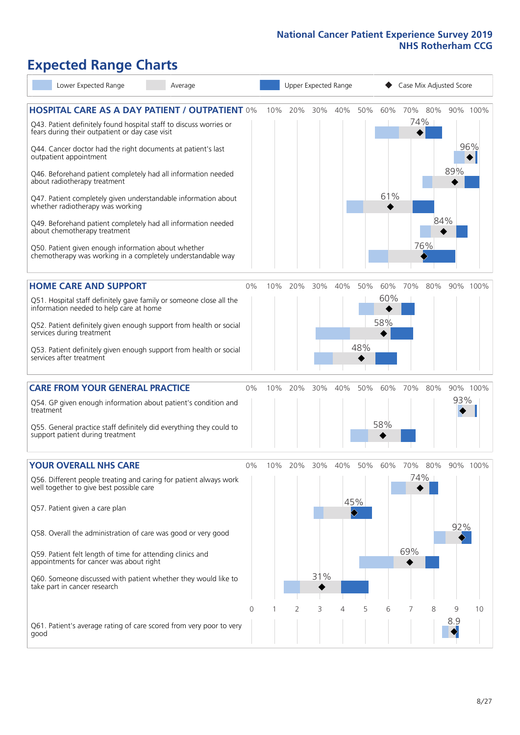National Cancer Patient Experience Survey 2019
NHS Rotherham CCG

# Expected Range Charts

Lower Expected Range | Average | Upper Expected Range | ◆ Case Mix Adjusted Score

## HOSPITAL CARE AS A DAY PATIENT / OUTPATIENT

| Question | Case Mix Adjusted Score |
|---|---|
| Q43. Patient definitely found hospital staff to discuss worries or fears during their outpatient or day case visit | 74% |
| Q44. Cancer doctor had the right documents at patient's last outpatient appointment | 96% |
| Q46. Beforehand patient completely had all information needed about radiotherapy treatment | 89% |
| Q47. Patient completely given understandable information about whether radiotherapy treatment was working | 61% |
| Q49. Beforehand patient completely had all information needed about chemotherapy treatment | 84% |
| Q50. Patient given enough information about whether chemotherapy was working in a completely understandable way | 76% |

## HOME CARE AND SUPPORT

| Question | Case Mix Adjusted Score |
|---|---|
| Q51. Hospital staff definitely gave family or someone close all the information needed to help care at home | 60% |
| Q52. Patient definitely given enough support from health or social services during treatment | 58% |
| Q53. Patient definitely given enough support from health or social services after treatment | 48% |

## CARE FROM YOUR GENERAL PRACTICE

| Question | Case Mix Adjusted Score |
|---|---|
| Q54. GP given enough information about patient's condition and treatment | 93% |
| Q55. General practice staff definitely did everything they could to support patient during treatment | 58% |

## YOUR OVERALL NHS CARE

| Question | Case Mix Adjusted Score |
|---|---|
| Q56. Different people treating and caring for patient always work well together to give best possible care | 74% |
| Q57. Patient given a care plan | 45% |
| Q58. Overall the administration of care was good or very good | 92% |
| Q59. Patient felt length of time for attending clinics and appointments for cancer was about right | 69% |
| Q60. Someone discussed with patient whether they would like to take part in cancer research | 31% |
| Q61. Patient's average rating of care scored from very poor to very good (scale 0–10) | 8.9 |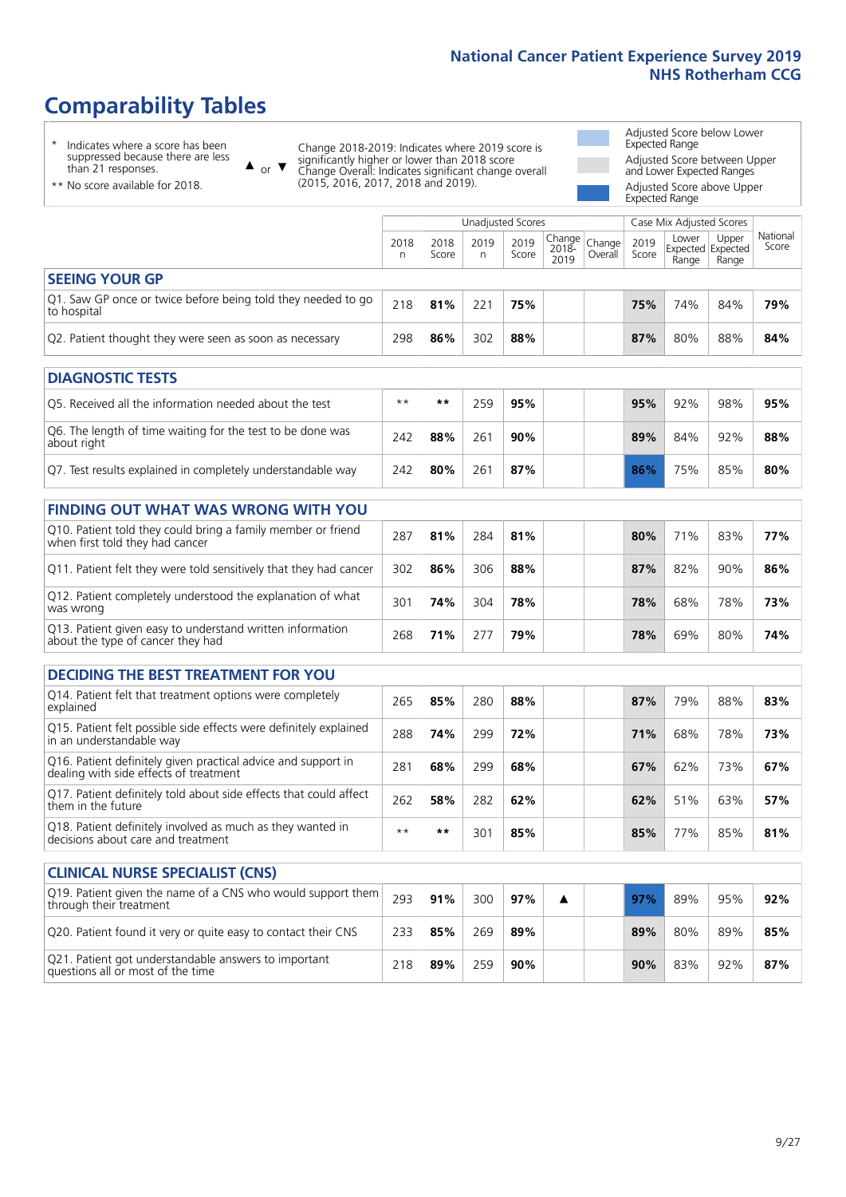# Comparability Tables

- \* Indicates where a score has been suppressed because there are less than 21 responses.
- \*\* No score available for 2018.

▲ or ▼ Change 2018-2019: Indicates where 2019 score is significantly higher or lower than 2018 score. Change Overall: Indicates significant change overall (2015, 2016, 2017, 2018 and 2019).

- Adjusted Score below Lower Expected Range
- Adjusted Score between Upper and Lower Expected Ranges
- Adjusted Score above Upper Expected Range

| | Unadjusted Scores | | | | | | Case Mix Adjusted Scores | | | |
|---|---|---|---|---|---|---|---|---|---|---|
| | 2018 n | 2018 Score | 2019 n | 2019 Score | Change 2018-2019 | Change Overall | 2019 Score | Lower Expected Range | Upper Expected Range | National Score |
| **SEEING YOUR GP** | | | | | | | | | | |
| Q1. Saw GP once or twice before being told they needed to go to hospital | 218 | **81%** | 221 | **75%** | | | **75%** | 74% | 84% | **79%** |
| Q2. Patient thought they were seen as soon as necessary | 298 | **86%** | 302 | **88%** | | | **87%** | 80% | 88% | **84%** |
| **DIAGNOSTIC TESTS** | | | | | | | | | | |
| Q5. Received all the information needed about the test | ** | ** | 259 | **95%** | | | **95%** | 92% | 98% | **95%** |
| Q6. The length of time waiting for the test to be done was about right | 242 | **88%** | 261 | **90%** | | | **89%** | 84% | 92% | **88%** |
| Q7. Test results explained in completely understandable way | 242 | **80%** | 261 | **87%** | | | **86%** | 75% | 85% | **80%** |
| **FINDING OUT WHAT WAS WRONG WITH YOU** | | | | | | | | | | |
| Q10. Patient told they could bring a family member or friend when first told they had cancer | 287 | **81%** | 284 | **81%** | | | **80%** | 71% | 83% | **77%** |
| Q11. Patient felt they were told sensitively that they had cancer | 302 | **86%** | 306 | **88%** | | | **87%** | 82% | 90% | **86%** |
| Q12. Patient completely understood the explanation of what was wrong | 301 | **74%** | 304 | **78%** | | | **78%** | 68% | 78% | **73%** |
| Q13. Patient given easy to understand written information about the type of cancer they had | 268 | **71%** | 277 | **79%** | | | **78%** | 69% | 80% | **74%** |
| **DECIDING THE BEST TREATMENT FOR YOU** | | | | | | | | | | |
| Q14. Patient felt that treatment options were completely explained | 265 | **85%** | 280 | **88%** | | | **87%** | 79% | 88% | **83%** |
| Q15. Patient felt possible side effects were definitely explained in an understandable way | 288 | **74%** | 299 | **72%** | | | **71%** | 68% | 78% | **73%** |
| Q16. Patient definitely given practical advice and support in dealing with side effects of treatment | 281 | **68%** | 299 | **68%** | | | **67%** | 62% | 73% | **67%** |
| Q17. Patient definitely told about side effects that could affect them in the future | 262 | **58%** | 282 | **62%** | | | **62%** | 51% | 63% | **57%** |
| Q18. Patient definitely involved as much as they wanted in decisions about care and treatment | ** | ** | 301 | **85%** | | | **85%** | 77% | 85% | **81%** |
| **CLINICAL NURSE SPECIALIST (CNS)** | | | | | | | | | | |
| Q19. Patient given the name of a CNS who would support them through their treatment | 293 | **91%** | 300 | **97%** | ▲ | | **97%** | 89% | 95% | **92%** |
| Q20. Patient found it very or quite easy to contact their CNS | 233 | **85%** | 269 | **89%** | | | **89%** | 80% | 89% | **85%** |
| Q21. Patient got understandable answers to important questions all or most of the time | 218 | **89%** | 259 | **90%** | | | **90%** | 83% | 92% | **87%** |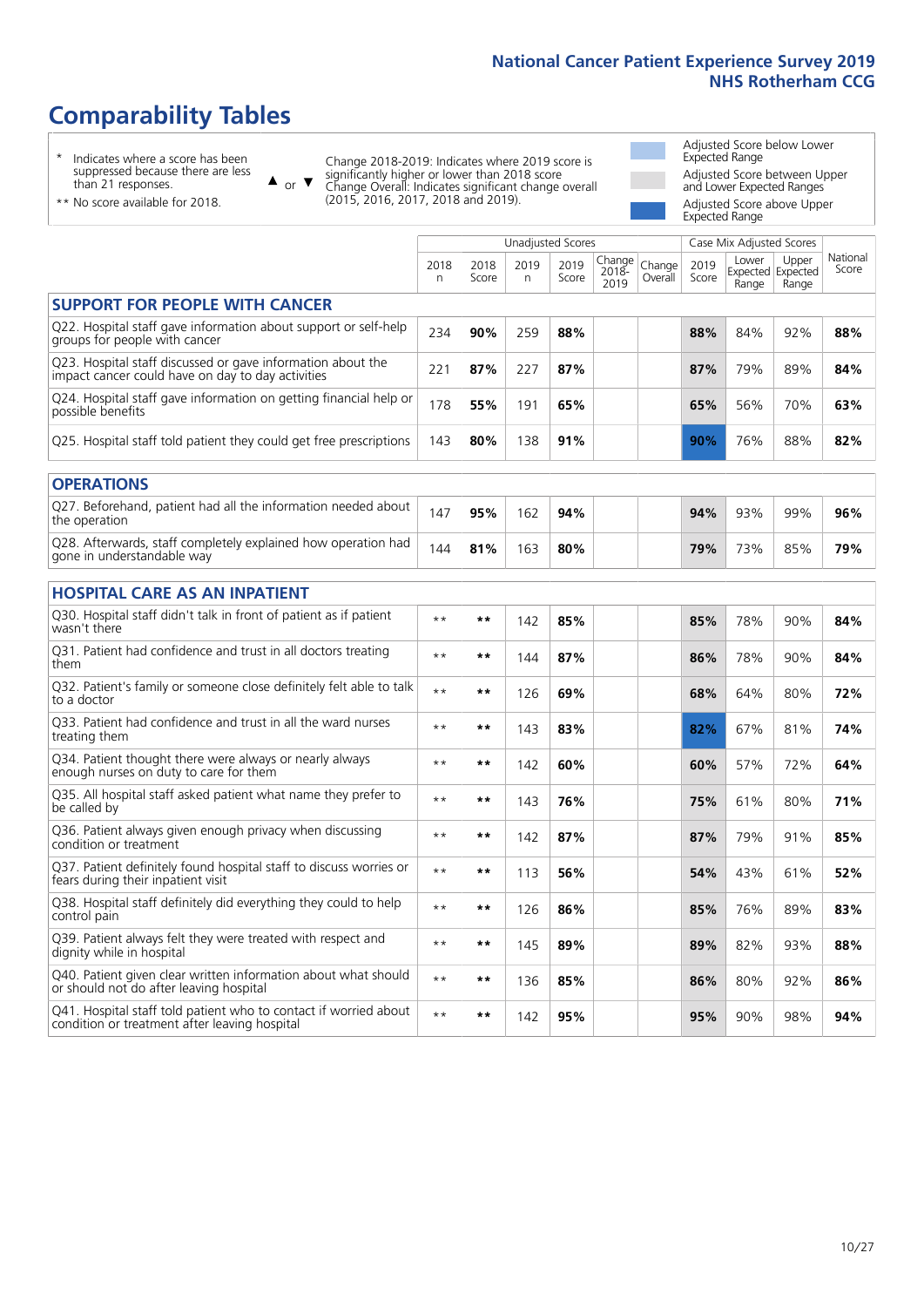# Comparability Tables

- \* Indicates where a score has been suppressed because there are less than 21 responses.
- \*\* No score available for 2018.

▲ or ▼ Change 2018-2019: Indicates where 2019 score is significantly higher or lower than 2018 score. Change Overall: Indicates significant change overall (2015, 2016, 2017, 2018 and 2019).

- Adjusted Score below Lower Expected Range
- Adjusted Score between Upper and Lower Expected Ranges
- Adjusted Score above Upper Expected Range

| | Unadjusted Scores | | | | | | Case Mix Adjusted Scores | | | |
|---|---|---|---|---|---|---|---|---|---|---|
| | 2018 n | 2018 Score | 2019 n | 2019 Score | Change 2018-2019 | Change Overall | 2019 Score | Lower Expected Range | Upper Expected Range | National Score |
| **SUPPORT FOR PEOPLE WITH CANCER** | | | | | | | | | | |
| Q22. Hospital staff gave information about support or self-help groups for people with cancer | 234 | **90%** | 259 | **88%** | | | **88%** | 84% | 92% | **88%** |
| Q23. Hospital staff discussed or gave information about the impact cancer could have on day to day activities | 221 | **87%** | 227 | **87%** | | | **87%** | 79% | 89% | **84%** |
| Q24. Hospital staff gave information on getting financial help or possible benefits | 178 | **55%** | 191 | **65%** | | | **65%** | 56% | 70% | **63%** |
| Q25. Hospital staff told patient they could get free prescriptions | 143 | **80%** | 138 | **91%** | | | **90%** | 76% | 88% | **82%** |
| **OPERATIONS** | | | | | | | | | | |
| Q27. Beforehand, patient had all the information needed about the operation | 147 | **95%** | 162 | **94%** | | | **94%** | 93% | 99% | **96%** |
| Q28. Afterwards, staff completely explained how operation had gone in understandable way | 144 | **81%** | 163 | **80%** | | | **79%** | 73% | 85% | **79%** |
| **HOSPITAL CARE AS AN INPATIENT** | | | | | | | | | | |
| Q30. Hospital staff didn't talk in front of patient as if patient wasn't there | ** | ** | 142 | **85%** | | | **85%** | 78% | 90% | **84%** |
| Q31. Patient had confidence and trust in all doctors treating them | ** | ** | 144 | **87%** | | | **86%** | 78% | 90% | **84%** |
| Q32. Patient's family or someone close definitely felt able to talk to a doctor | ** | ** | 126 | **69%** | | | **68%** | 64% | 80% | **72%** |
| Q33. Patient had confidence and trust in all the ward nurses treating them | ** | ** | 143 | **83%** | | | **82%** | 67% | 81% | **74%** |
| Q34. Patient thought there were always or nearly always enough nurses on duty to care for them | ** | ** | 142 | **60%** | | | **60%** | 57% | 72% | **64%** |
| Q35. All hospital staff asked patient what name they prefer to be called by | ** | ** | 143 | **76%** | | | **75%** | 61% | 80% | **71%** |
| Q36. Patient always given enough privacy when discussing condition or treatment | ** | ** | 142 | **87%** | | | **87%** | 79% | 91% | **85%** |
| Q37. Patient definitely found hospital staff to discuss worries or fears during their inpatient visit | ** | ** | 113 | **56%** | | | **54%** | 43% | 61% | **52%** |
| Q38. Hospital staff definitely did everything they could to help control pain | ** | ** | 126 | **86%** | | | **85%** | 76% | 89% | **83%** |
| Q39. Patient always felt they were treated with respect and dignity while in hospital | ** | ** | 145 | **89%** | | | **89%** | 82% | 93% | **88%** |
| Q40. Patient given clear written information about what should or should not do after leaving hospital | ** | ** | 136 | **85%** | | | **86%** | 80% | 92% | **86%** |
| Q41. Hospital staff told patient who to contact if worried about condition or treatment after leaving hospital | ** | ** | 142 | **95%** | | | **95%** | 90% | 98% | **94%** |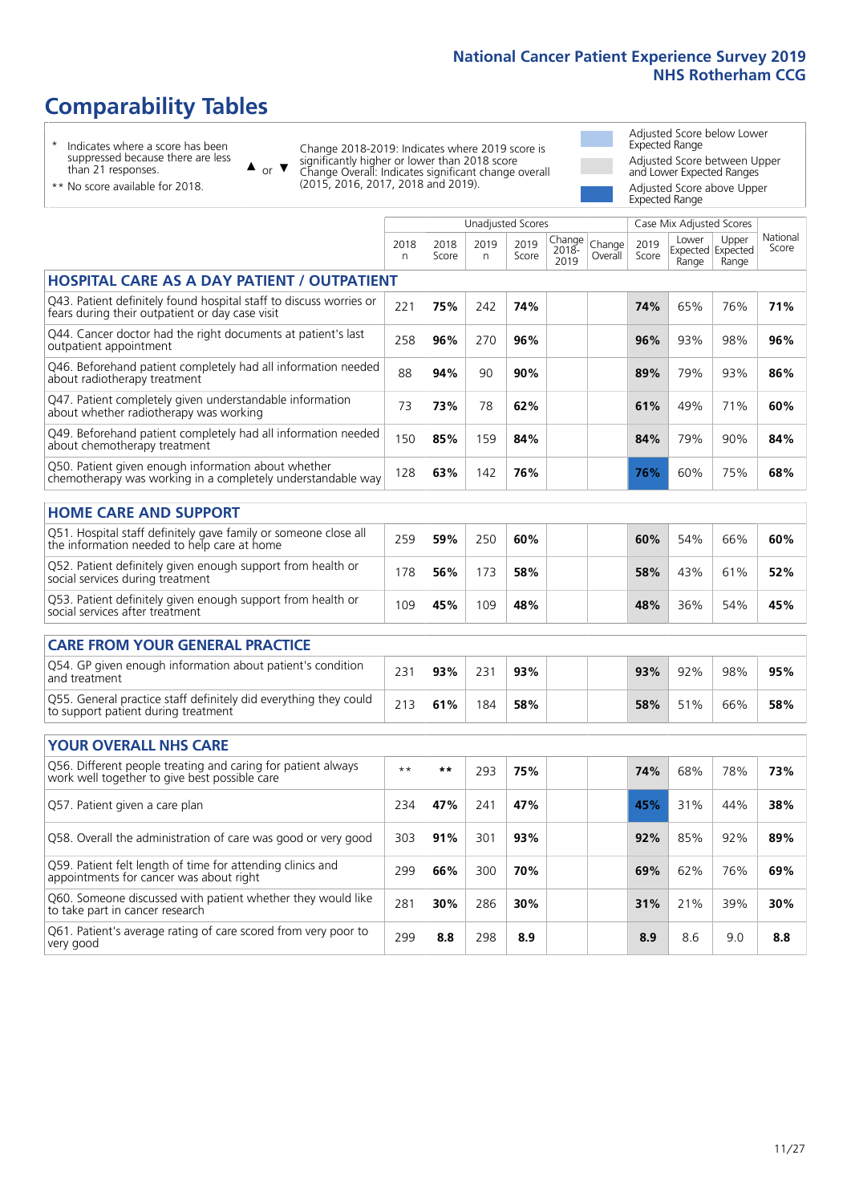# Comparability Tables

\* Indicates where a score has been suppressed because there are less than 21 responses.

\*\* No score available for 2018.

▲ or ▼ Change 2018-2019: Indicates where 2019 score is significantly higher or lower than 2018 score. Change Overall: Indicates significant change overall (2015, 2016, 2017, 2018 and 2019).

Adjusted Score below Lower Expected Range

Adjusted Score between Upper and Lower Expected Ranges

Adjusted Score above Upper Expected Range

| | Unadjusted Scores | | | | | | Case Mix Adjusted Scores | | | |
|---|---|---|---|---|---|---|---|---|---|---|
| | 2018 n | 2018 Score | 2019 n | 2019 Score | Change 2018-2019 | Change Overall | 2019 Score | Lower Expected Range | Upper Expected Range | National Score |
| **HOSPITAL CARE AS A DAY PATIENT / OUTPATIENT** | | | | | | | | | | |
| Q43. Patient definitely found hospital staff to discuss worries or fears during their outpatient or day case visit | 221 | 75% | 242 | 74% | | | 74% | 65% | 76% | 71% |
| Q44. Cancer doctor had the right documents at patient's last outpatient appointment | 258 | 96% | 270 | 96% | | | 96% | 93% | 98% | 96% |
| Q46. Beforehand patient completely had all information needed about radiotherapy treatment | 88 | 94% | 90 | 90% | | | 89% | 79% | 93% | 86% |
| Q47. Patient completely given understandable information about whether radiotherapy was working | 73 | 73% | 78 | 62% | | | 61% | 49% | 71% | 60% |
| Q49. Beforehand patient completely had all information needed about chemotherapy treatment | 150 | 85% | 159 | 84% | | | 84% | 79% | 90% | 84% |
| Q50. Patient given enough information about whether chemotherapy was working in a completely understandable way | 128 | 63% | 142 | 76% | | | 76% | 60% | 75% | 68% |
| **HOME CARE AND SUPPORT** | | | | | | | | | | |
| Q51. Hospital staff definitely gave family or someone close all the information needed to help care at home | 259 | 59% | 250 | 60% | | | 60% | 54% | 66% | 60% |
| Q52. Patient definitely given enough support from health or social services during treatment | 178 | 56% | 173 | 58% | | | 58% | 43% | 61% | 52% |
| Q53. Patient definitely given enough support from health or social services after treatment | 109 | 45% | 109 | 48% | | | 48% | 36% | 54% | 45% |
| **CARE FROM YOUR GENERAL PRACTICE** | | | | | | | | | | |
| Q54. GP given enough information about patient's condition and treatment | 231 | 93% | 231 | 93% | | | 93% | 92% | 98% | 95% |
| Q55. General practice staff definitely did everything they could to support patient during treatment | 213 | 61% | 184 | 58% | | | 58% | 51% | 66% | 58% |
| **YOUR OVERALL NHS CARE** | | | | | | | | | | |
| Q56. Different people treating and caring for patient always work well together to give best possible care | ** | ** | 293 | 75% | | | 74% | 68% | 78% | 73% |
| Q57. Patient given a care plan | 234 | 47% | 241 | 47% | | | 45% | 31% | 44% | 38% |
| Q58. Overall the administration of care was good or very good | 303 | 91% | 301 | 93% | | | 92% | 85% | 92% | 89% |
| Q59. Patient felt length of time for attending clinics and appointments for cancer was about right | 299 | 66% | 300 | 70% | | | 69% | 62% | 76% | 69% |
| Q60. Someone discussed with patient whether they would like to take part in cancer research | 281 | 30% | 286 | 30% | | | 31% | 21% | 39% | 30% |
| Q61. Patient's average rating of care scored from very poor to very good | 299 | 8.8 | 298 | 8.9 | | | 8.9 | 8.6 | 9.0 | 8.8 |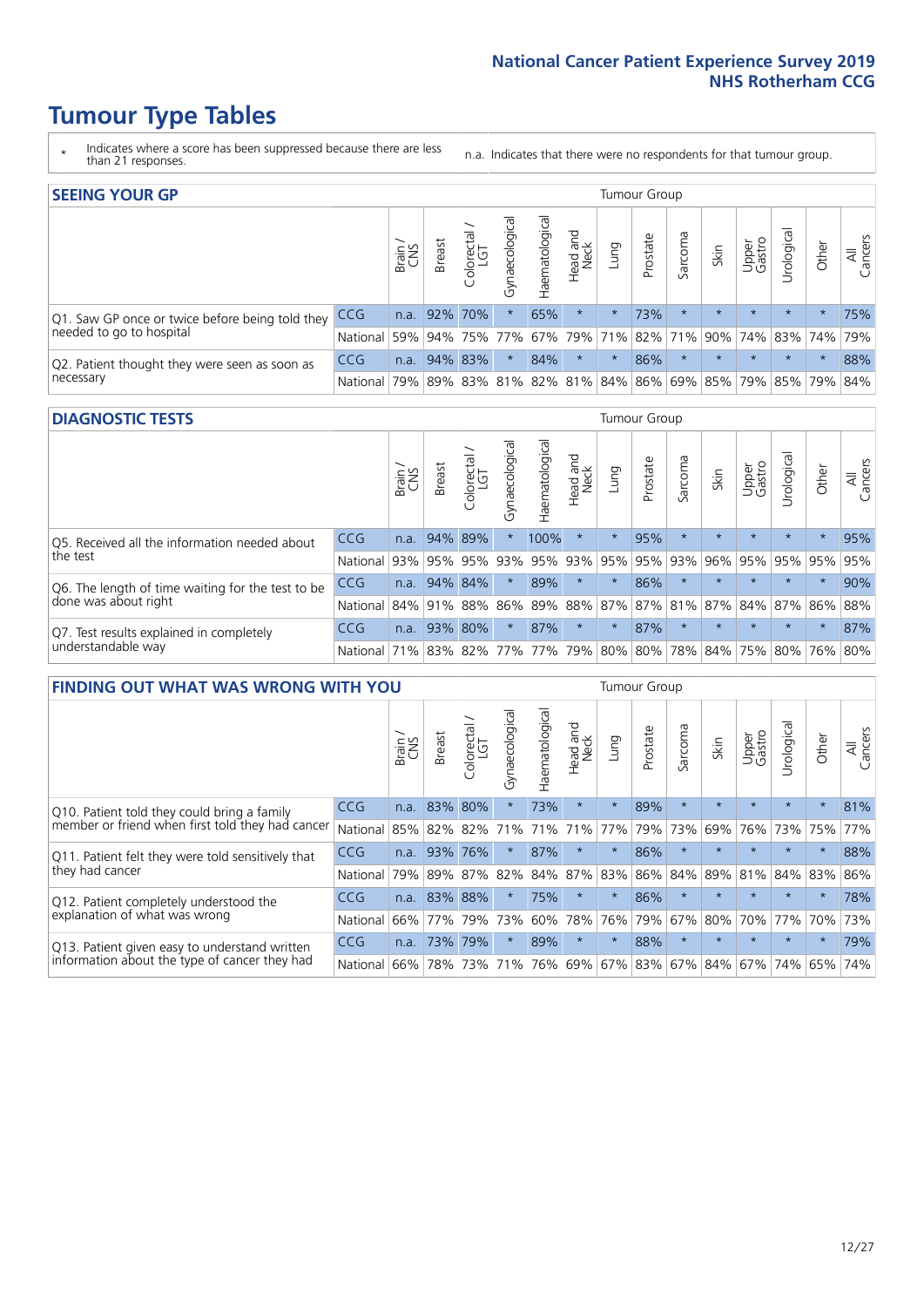# Tumour Type Tables

- \* Indicates where a score has been suppressed because there are less than 21 responses.
- n.a. Indicates that there were no respondents for that tumour group.

## SEEING YOUR GP

| | | Brain / CNS | Breast | Colorectal / LGT | Gynaecological | Haematological | Head and Neck | Lung | Prostate | Sarcoma | Skin | Upper Gastro | Urological | Other | All Cancers |
|---|---|---|---|---|---|---|---|---|---|---|---|---|---|---|---|
| Q1. Saw GP once or twice before being told they needed to go to hospital | CCG | n.a. | 92% | 70% | * | 65% | * | * | 73% | * | * | * | * | * | 75% |
| | National | 59% | 94% | 75% | 77% | 67% | 79% | 71% | 82% | 71% | 90% | 74% | 83% | 74% | 79% |
| Q2. Patient thought they were seen as soon as necessary | CCG | n.a. | 94% | 83% | * | 84% | * | * | 86% | * | * | * | * | * | 88% |
| | National | 79% | 89% | 83% | 81% | 82% | 81% | 84% | 86% | 69% | 85% | 79% | 85% | 79% | 84% |

## DIAGNOSTIC TESTS

| | | Brain / CNS | Breast | Colorectal / LGT | Gynaecological | Haematological | Head and Neck | Lung | Prostate | Sarcoma | Skin | Upper Gastro | Urological | Other | All Cancers |
|---|---|---|---|---|---|---|---|---|---|---|---|---|---|---|---|
| Q5. Received all the information needed about the test | CCG | n.a. | 94% | 89% | * | 100% | * | * | 95% | * | * | * | * | * | 95% |
| | National | 93% | 95% | 95% | 93% | 95% | 93% | 95% | 95% | 93% | 96% | 95% | 95% | 95% | 95% |
| Q6. The length of time waiting for the test to be done was about right | CCG | n.a. | 94% | 84% | * | 89% | * | * | 86% | * | * | * | * | * | 90% |
| | National | 84% | 91% | 88% | 86% | 89% | 88% | 87% | 87% | 81% | 87% | 84% | 87% | 86% | 88% |
| Q7. Test results explained in completely understandable way | CCG | n.a. | 93% | 80% | * | 87% | * | * | 87% | * | * | * | * | * | 87% |
| | National | 71% | 83% | 82% | 77% | 77% | 79% | 80% | 80% | 78% | 84% | 75% | 80% | 76% | 80% |

## FINDING OUT WHAT WAS WRONG WITH YOU

| | | Brain / CNS | Breast | Colorectal / LGT | Gynaecological | Haematological | Head and Neck | Lung | Prostate | Sarcoma | Skin | Upper Gastro | Urological | Other | All Cancers |
|---|---|---|---|---|---|---|---|---|---|---|---|---|---|---|---|
| Q10. Patient told they could bring a family member or friend when first told they had cancer | CCG | n.a. | 83% | 80% | * | 73% | * | * | 89% | * | * | * | * | * | 81% |
| | National | 85% | 82% | 82% | 71% | 71% | 71% | 77% | 79% | 73% | 69% | 76% | 73% | 75% | 77% |
| Q11. Patient felt they were told sensitively that they had cancer | CCG | n.a. | 93% | 76% | * | 87% | * | * | 86% | * | * | * | * | * | 88% |
| | National | 79% | 89% | 87% | 82% | 84% | 87% | 83% | 86% | 84% | 89% | 81% | 84% | 83% | 86% |
| Q12. Patient completely understood the explanation of what was wrong | CCG | n.a. | 83% | 88% | * | 75% | * | * | 86% | * | * | * | * | * | 78% |
| | National | 66% | 77% | 79% | 73% | 60% | 78% | 76% | 79% | 67% | 80% | 70% | 77% | 70% | 73% |
| Q13. Patient given easy to understand written information about the type of cancer they had | CCG | n.a. | 73% | 79% | * | 89% | * | * | 88% | * | * | * | * | * | 79% |
| | National | 66% | 78% | 73% | 71% | 76% | 69% | 67% | 83% | 67% | 84% | 67% | 74% | 65% | 74% |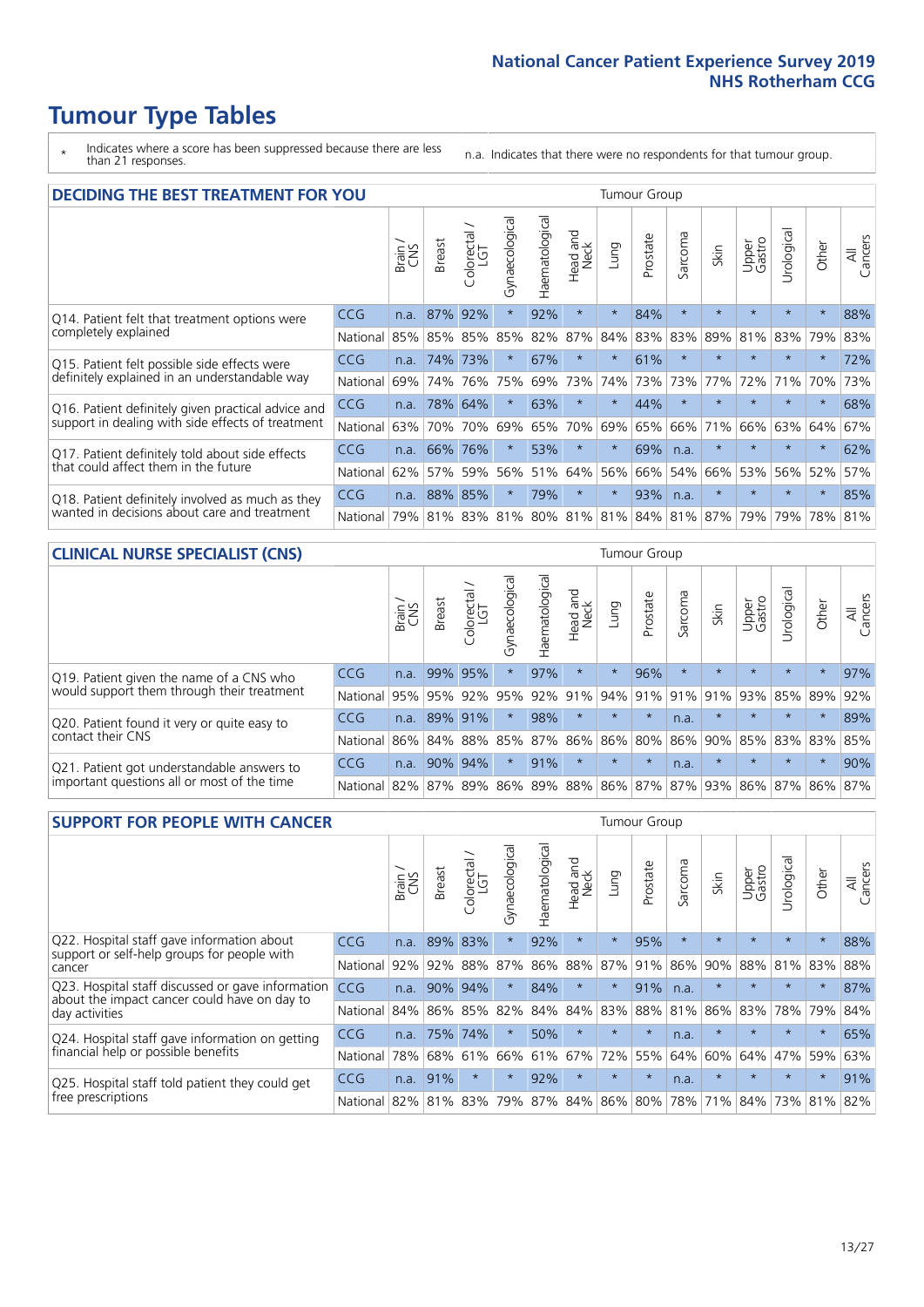# Tumour Type Tables

\* Indicates where a score has been suppressed because there are less than 21 responses.

n.a. Indicates that there were no respondents for that tumour group.

## DECIDING THE BEST TREATMENT FOR YOU

| | | Brain / CNS | Breast | Colorectal / LGT | Gynaecological | Haematological | Head and Neck | Lung | Prostate | Sarcoma | Skin | Upper Gastro | Urological | Other | All Cancers |
|---|---|---|---|---|---|---|---|---|---|---|---|---|---|---|---|
| Q14. Patient felt that treatment options were completely explained | CCG | n.a. | 87% | 92% | * | 92% | * | * | 84% | * | * | * | * | * | 88% |
| | National | 85% | 85% | 85% | 85% | 82% | 87% | 84% | 83% | 83% | 89% | 81% | 83% | 79% | 83% |
| Q15. Patient felt possible side effects were definitely explained in an understandable way | CCG | n.a. | 74% | 73% | * | 67% | * | * | 61% | * | * | * | * | * | 72% |
| | National | 69% | 74% | 76% | 75% | 69% | 73% | 74% | 73% | 73% | 77% | 72% | 71% | 70% | 73% |
| Q16. Patient definitely given practical advice and support in dealing with side effects of treatment | CCG | n.a. | 78% | 64% | * | 63% | * | * | 44% | * | * | * | * | * | 68% |
| | National | 63% | 70% | 70% | 69% | 65% | 70% | 69% | 65% | 66% | 71% | 66% | 63% | 64% | 67% |
| Q17. Patient definitely told about side effects that could affect them in the future | CCG | n.a. | 66% | 76% | * | 53% | * | * | 69% | n.a. | * | * | * | * | 62% |
| | National | 62% | 57% | 59% | 56% | 51% | 64% | 56% | 66% | 54% | 66% | 53% | 56% | 52% | 57% |
| Q18. Patient definitely involved as much as they wanted in decisions about care and treatment | CCG | n.a. | 88% | 85% | * | 79% | * | * | 93% | n.a. | * | * | * | * | 85% |
| | National | 79% | 81% | 83% | 81% | 80% | 81% | 81% | 84% | 81% | 87% | 79% | 79% | 78% | 81% |

## CLINICAL NURSE SPECIALIST (CNS)

| | | Brain / CNS | Breast | Colorectal / LGT | Gynaecological | Haematological | Head and Neck | Lung | Prostate | Sarcoma | Skin | Upper Gastro | Urological | Other | All Cancers |
|---|---|---|---|---|---|---|---|---|---|---|---|---|---|---|---|
| Q19. Patient given the name of a CNS who would support them through their treatment | CCG | n.a. | 99% | 95% | * | 97% | * | * | 96% | * | * | * | * | * | 97% |
| | National | 95% | 95% | 92% | 95% | 92% | 91% | 94% | 91% | 91% | 91% | 93% | 85% | 89% | 92% |
| Q20. Patient found it very or quite easy to contact their CNS | CCG | n.a. | 89% | 91% | * | 98% | * | * | * | n.a. | * | * | * | * | 89% |
| | National | 86% | 84% | 88% | 85% | 87% | 86% | 86% | 80% | 86% | 90% | 85% | 83% | 83% | 85% |
| Q21. Patient got understandable answers to important questions all or most of the time | CCG | n.a. | 90% | 94% | * | 91% | * | * | * | n.a. | * | * | * | * | 90% |
| | National | 82% | 87% | 89% | 86% | 89% | 88% | 86% | 87% | 87% | 93% | 86% | 87% | 86% | 87% |

## SUPPORT FOR PEOPLE WITH CANCER

| | | Brain / CNS | Breast | Colorectal / LGT | Gynaecological | Haematological | Head and Neck | Lung | Prostate | Sarcoma | Skin | Upper Gastro | Urological | Other | All Cancers |
|---|---|---|---|---|---|---|---|---|---|---|---|---|---|---|---|
| Q22. Hospital staff gave information about support or self-help groups for people with cancer | CCG | n.a. | 89% | 83% | * | 92% | * | * | 95% | * | * | * | * | * | 88% |
| | National | 92% | 92% | 88% | 87% | 86% | 88% | 87% | 91% | 86% | 90% | 88% | 81% | 83% | 88% |
| Q23. Hospital staff discussed or gave information about the impact cancer could have on day to day activities | CCG | n.a. | 90% | 94% | * | 84% | * | * | 91% | n.a. | * | * | * | * | 87% |
| | National | 84% | 86% | 85% | 82% | 84% | 84% | 83% | 88% | 81% | 86% | 83% | 78% | 79% | 84% |
| Q24. Hospital staff gave information on getting financial help or possible benefits | CCG | n.a. | 75% | 74% | * | 50% | * | * | * | n.a. | * | * | * | * | 65% |
| | National | 78% | 68% | 61% | 66% | 61% | 67% | 72% | 55% | 64% | 60% | 64% | 47% | 59% | 63% |
| Q25. Hospital staff told patient they could get free prescriptions | CCG | n.a. | 91% | * | * | 92% | * | * | * | n.a. | * | * | * | * | 91% |
| | National | 82% | 81% | 83% | 79% | 87% | 84% | 86% | 80% | 78% | 71% | 84% | 73% | 81% | 82% |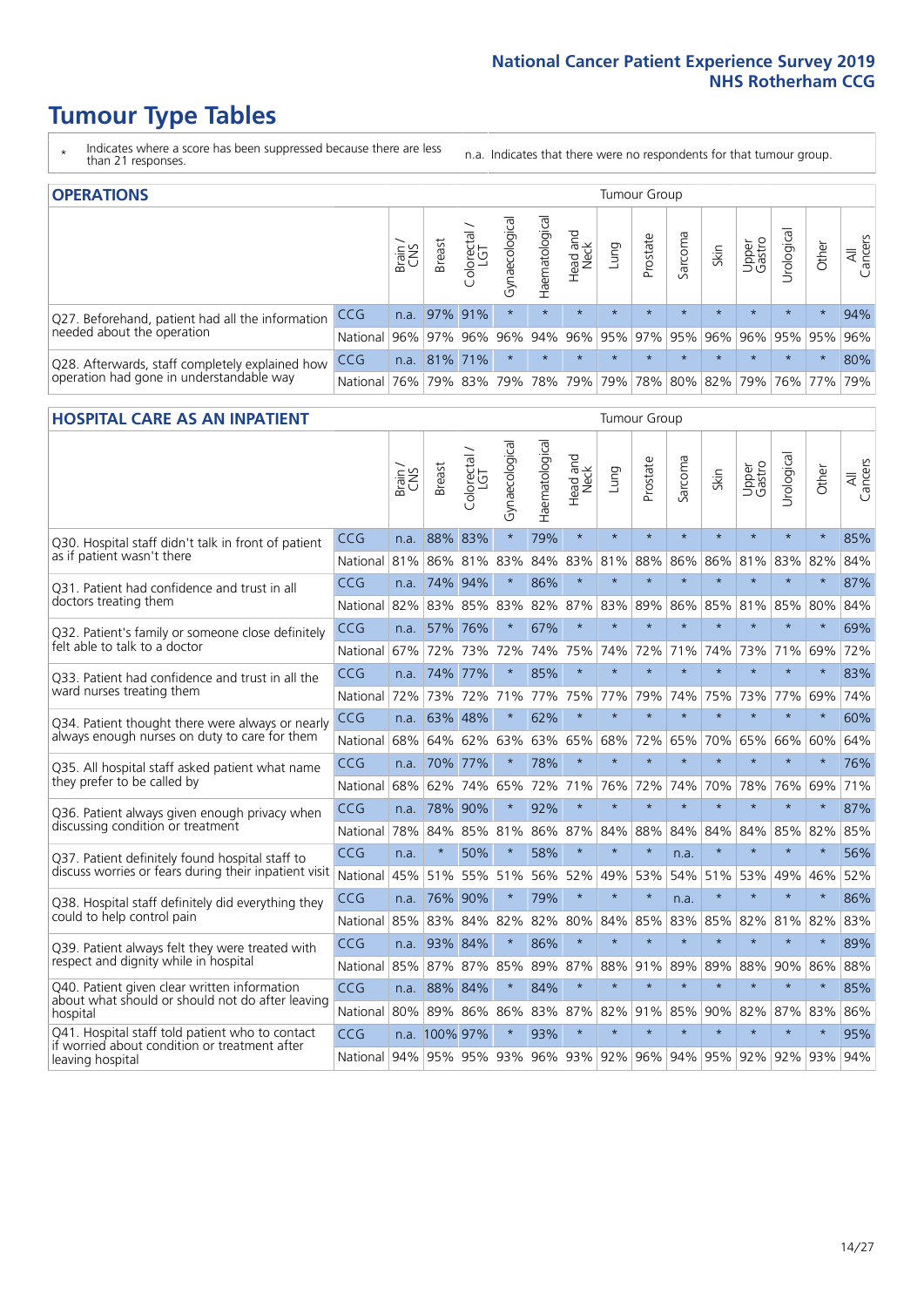# Tumour Type Tables

- \* Indicates where a score has been suppressed because there are less than 21 responses.
- n.a. Indicates that there were no respondents for that tumour group.

## OPERATIONS

| | | Brain / CNS | Breast | Colorectal / LGT | Gynaecological | Haematological | Head and Neck | Lung | Prostate | Sarcoma | Skin | Upper Gastro | Urological | Other | All Cancers |
|---|---|---|---|---|---|---|---|---|---|---|---|---|---|---|---|
| Q27. Beforehand, patient had all the information needed about the operation | CCG | n.a. | 97% | 91% | * | * | * | * | * | * | * | * | * | * | 94% |
| | National | 96% | 97% | 96% | 96% | 94% | 96% | 95% | 97% | 95% | 96% | 96% | 95% | 95% | 96% |
| Q28. Afterwards, staff completely explained how operation had gone in understandable way | CCG | n.a. | 81% | 71% | * | * | * | * | * | * | * | * | * | * | 80% |
| | National | 76% | 79% | 83% | 79% | 78% | 79% | 79% | 78% | 80% | 82% | 79% | 76% | 77% | 79% |

## HOSPITAL CARE AS AN INPATIENT

| | | Brain / CNS | Breast | Colorectal / LGT | Gynaecological | Haematological | Head and Neck | Lung | Prostate | Sarcoma | Skin | Upper Gastro | Urological | Other | All Cancers |
|---|---|---|---|---|---|---|---|---|---|---|---|---|---|---|---|
| Q30. Hospital staff didn't talk in front of patient as if patient wasn't there | CCG | n.a. | 88% | 83% | * | 79% | * | * | * | * | * | * | * | * | 85% |
| | National | 81% | 86% | 81% | 83% | 84% | 83% | 81% | 88% | 86% | 86% | 81% | 83% | 82% | 84% |
| Q31. Patient had confidence and trust in all doctors treating them | CCG | n.a. | 74% | 94% | * | 86% | * | * | * | * | * | * | * | * | 87% |
| | National | 82% | 83% | 85% | 83% | 82% | 87% | 83% | 89% | 86% | 85% | 81% | 85% | 80% | 84% |
| Q32. Patient's family or someone close definitely felt able to talk to a doctor | CCG | n.a. | 57% | 76% | * | 67% | * | * | * | * | * | * | * | * | 69% |
| | National | 67% | 72% | 73% | 72% | 74% | 75% | 74% | 72% | 71% | 74% | 73% | 71% | 69% | 72% |
| Q33. Patient had confidence and trust in all the ward nurses treating them | CCG | n.a. | 74% | 77% | * | 85% | * | * | * | * | * | * | * | * | 83% |
| | National | 72% | 73% | 72% | 71% | 77% | 75% | 77% | 79% | 74% | 75% | 73% | 77% | 69% | 74% |
| Q34. Patient thought there were always or nearly always enough nurses on duty to care for them | CCG | n.a. | 63% | 48% | * | 62% | * | * | * | * | * | * | * | * | 60% |
| | National | 68% | 64% | 62% | 63% | 63% | 65% | 68% | 72% | 65% | 70% | 65% | 66% | 60% | 64% |
| Q35. All hospital staff asked patient what name they prefer to be called by | CCG | n.a. | 70% | 77% | * | 78% | * | * | * | * | * | * | * | * | 76% |
| | National | 68% | 62% | 74% | 65% | 72% | 71% | 76% | 72% | 74% | 70% | 78% | 76% | 69% | 71% |
| Q36. Patient always given enough privacy when discussing condition or treatment | CCG | n.a. | 78% | 90% | * | 92% | * | * | * | * | * | * | * | * | 87% |
| | National | 78% | 84% | 85% | 81% | 86% | 87% | 84% | 88% | 84% | 84% | 84% | 85% | 82% | 85% |
| Q37. Patient definitely found hospital staff to discuss worries or fears during their inpatient visit | CCG | n.a. | * | 50% | * | 58% | * | * | * | n.a. | * | * | * | * | 56% |
| | National | 45% | 51% | 55% | 51% | 56% | 52% | 49% | 53% | 54% | 51% | 53% | 49% | 46% | 52% |
| Q38. Hospital staff definitely did everything they could to help control pain | CCG | n.a. | 76% | 90% | * | 79% | * | * | * | n.a. | * | * | * | * | 86% |
| | National | 85% | 83% | 84% | 82% | 82% | 80% | 84% | 85% | 83% | 85% | 82% | 81% | 82% | 83% |
| Q39. Patient always felt they were treated with respect and dignity while in hospital | CCG | n.a. | 93% | 84% | * | 86% | * | * | * | * | * | * | * | * | 89% |
| | National | 85% | 87% | 87% | 85% | 89% | 87% | 88% | 91% | 89% | 89% | 88% | 90% | 86% | 88% |
| Q40. Patient given clear written information about what should or should not do after leaving hospital | CCG | n.a. | 88% | 84% | * | 84% | * | * | * | * | * | * | * | * | 85% |
| | National | 80% | 89% | 86% | 86% | 83% | 87% | 82% | 91% | 85% | 90% | 82% | 87% | 83% | 86% |
| Q41. Hospital staff told patient who to contact if worried about condition or treatment after leaving hospital | CCG | n.a. | 100% | 97% | * | 93% | * | * | * | * | * | * | * | * | 95% |
| | National | 94% | 95% | 95% | 93% | 96% | 93% | 92% | 96% | 94% | 95% | 92% | 92% | 93% | 94% |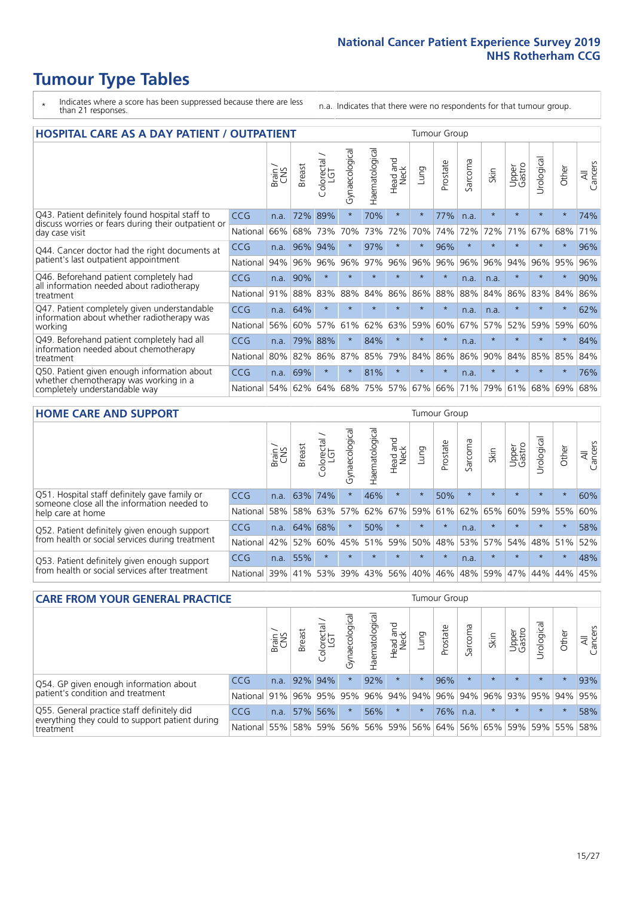# Tumour Type Tables

\* Indicates where a score has been suppressed because there are less than 21 responses.

n.a. Indicates that there were no respondents for that tumour group.

## HOSPITAL CARE AS A DAY PATIENT / OUTPATIENT

| | | Brain / CNS | Breast | Colorectal / LGT | Gynaecological | Haematological | Head and Neck | Lung | Prostate | Sarcoma | Skin | Upper Gastro | Urological | Other | All Cancers |
|---|---|---|---|---|---|---|---|---|---|---|---|---|---|---|---|
| Q43. Patient definitely found hospital staff to discuss worries or fears during their outpatient or day case visit | CCG | n.a. | 72% | 89% | * | 70% | * | * | 77% | n.a. | * | * | * | * | 74% |
| | National | 66% | 68% | 73% | 70% | 73% | 72% | 70% | 74% | 72% | 72% | 71% | 67% | 68% | 71% |
| Q44. Cancer doctor had the right documents at patient's last outpatient appointment | CCG | n.a. | 96% | 94% | * | 97% | * | * | 96% | * | * | * | * | * | 96% |
| | National | 94% | 96% | 96% | 96% | 97% | 96% | 96% | 96% | 96% | 96% | 94% | 96% | 95% | 96% |
| Q46. Beforehand patient completely had all information needed about radiotherapy treatment | CCG | n.a. | 90% | * | * | * | * | * | * | n.a. | n.a. | * | * | * | 90% |
| | National | 91% | 88% | 83% | 88% | 84% | 86% | 86% | 88% | 88% | 84% | 86% | 83% | 84% | 86% |
| Q47. Patient completely given understandable information about whether radiotherapy was working | CCG | n.a. | 64% | * | * | * | * | * | * | n.a. | n.a. | * | * | * | 62% |
| | National | 56% | 60% | 57% | 61% | 62% | 63% | 59% | 60% | 67% | 57% | 52% | 59% | 59% | 60% |
| Q49. Beforehand patient completely had all information needed about chemotherapy treatment | CCG | n.a. | 79% | 88% | * | 84% | * | * | * | n.a. | * | * | * | * | 84% |
| | National | 80% | 82% | 86% | 87% | 85% | 79% | 84% | 86% | 86% | 90% | 84% | 85% | 85% | 84% |
| Q50. Patient given enough information about whether chemotherapy was working in a completely understandable way | CCG | n.a. | 69% | * | * | 81% | * | * | * | n.a. | * | * | * | * | 76% |
| | National | 54% | 62% | 64% | 68% | 75% | 57% | 67% | 66% | 71% | 79% | 61% | 68% | 69% | 68% |

## HOME CARE AND SUPPORT

| | | Brain / CNS | Breast | Colorectal / LGT | Gynaecological | Haematological | Head and Neck | Lung | Prostate | Sarcoma | Skin | Upper Gastro | Urological | Other | All Cancers |
|---|---|---|---|---|---|---|---|---|---|---|---|---|---|---|---|
| Q51. Hospital staff definitely gave family or someone close all the information needed to help care at home | CCG | n.a. | 63% | 74% | * | 46% | * | * | 50% | * | * | * | * | * | 60% |
| | National | 58% | 58% | 63% | 57% | 62% | 67% | 59% | 61% | 62% | 65% | 60% | 59% | 55% | 60% |
| Q52. Patient definitely given enough support from health or social services during treatment | CCG | n.a. | 64% | 68% | * | 50% | * | * | * | n.a. | * | * | * | * | 58% |
| | National | 42% | 52% | 60% | 45% | 51% | 59% | 50% | 48% | 53% | 57% | 54% | 48% | 51% | 52% |
| Q53. Patient definitely given enough support from health or social services after treatment | CCG | n.a. | 55% | * | * | * | * | * | * | n.a. | * | * | * | * | 48% |
| | National | 39% | 41% | 53% | 39% | 43% | 56% | 40% | 46% | 48% | 59% | 47% | 44% | 44% | 45% |

## CARE FROM YOUR GENERAL PRACTICE

| | | Brain / CNS | Breast | Colorectal / LGT | Gynaecological | Haematological | Head and Neck | Lung | Prostate | Sarcoma | Skin | Upper Gastro | Urological | Other | All Cancers |
|---|---|---|---|---|---|---|---|---|---|---|---|---|---|---|---|
| Q54. GP given enough information about patient's condition and treatment | CCG | n.a. | 92% | 94% | * | 92% | * | * | 96% | * | * | * | * | * | 93% |
| | National | 91% | 96% | 95% | 95% | 96% | 94% | 94% | 96% | 94% | 96% | 93% | 95% | 94% | 95% |
| Q55. General practice staff definitely did everything they could to support patient during treatment | CCG | n.a. | 57% | 56% | * | 56% | * | * | 76% | n.a. | * | * | * | * | 58% |
| | National | 55% | 58% | 59% | 56% | 56% | 59% | 56% | 64% | 56% | 65% | 59% | 59% | 55% | 58% |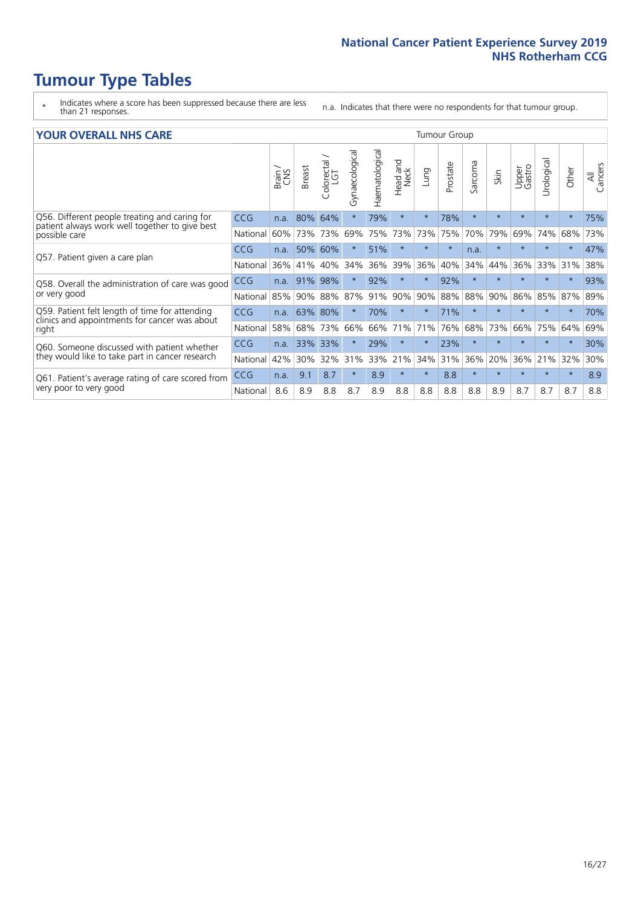# Tumour Type Tables

- \* Indicates where a score has been suppressed because there are less than 21 responses.
- n.a. Indicates that there were no respondents for that tumour group.

## YOUR OVERALL NHS CARE

| | | Brain / CNS | Breast | Colorectal / LGT | Gynaecological | Haematological | Head and Neck | Lung | Prostate | Sarcoma | Skin | Upper Gastro | Urological | Other | All Cancers |
|---|---|---|---|---|---|---|---|---|---|---|---|---|---|---|---|
| Q56. Different people treating and caring for patient always work well together to give best possible care | CCG | n.a. | 80% | 64% | * | 79% | * | * | 78% | * | * | * | * | * | 75% |
| | National | 60% | 73% | 73% | 69% | 75% | 73% | 73% | 75% | 70% | 79% | 69% | 74% | 68% | 73% |
| Q57. Patient given a care plan | CCG | n.a. | 50% | 60% | * | 51% | * | * | * | n.a. | * | * | * | * | 47% |
| | National | 36% | 41% | 40% | 34% | 36% | 39% | 36% | 40% | 34% | 44% | 36% | 33% | 31% | 38% |
| Q58. Overall the administration of care was good or very good | CCG | n.a. | 91% | 98% | * | 92% | * | * | 92% | * | * | * | * | * | 93% |
| | National | 85% | 90% | 88% | 87% | 91% | 90% | 90% | 88% | 88% | 90% | 86% | 85% | 87% | 89% |
| Q59. Patient felt length of time for attending clinics and appointments for cancer was about right | CCG | n.a. | 63% | 80% | * | 70% | * | * | 71% | * | * | * | * | * | 70% |
| | National | 58% | 68% | 73% | 66% | 66% | 71% | 71% | 76% | 68% | 73% | 66% | 75% | 64% | 69% |
| Q60. Someone discussed with patient whether they would like to take part in cancer research | CCG | n.a. | 33% | 33% | * | 29% | * | * | 23% | * | * | * | * | * | 30% |
| | National | 42% | 30% | 32% | 31% | 33% | 21% | 34% | 31% | 36% | 20% | 36% | 21% | 32% | 30% |
| Q61. Patient's average rating of care scored from very poor to very good | CCG | n.a. | 9.1 | 8.7 | * | 8.9 | * | * | 8.8 | * | * | * | * | * | 8.9 |
| | National | 8.6 | 8.9 | 8.8 | 8.7 | 8.9 | 8.8 | 8.8 | 8.8 | 8.8 | 8.9 | 8.7 | 8.7 | 8.7 | 8.8 |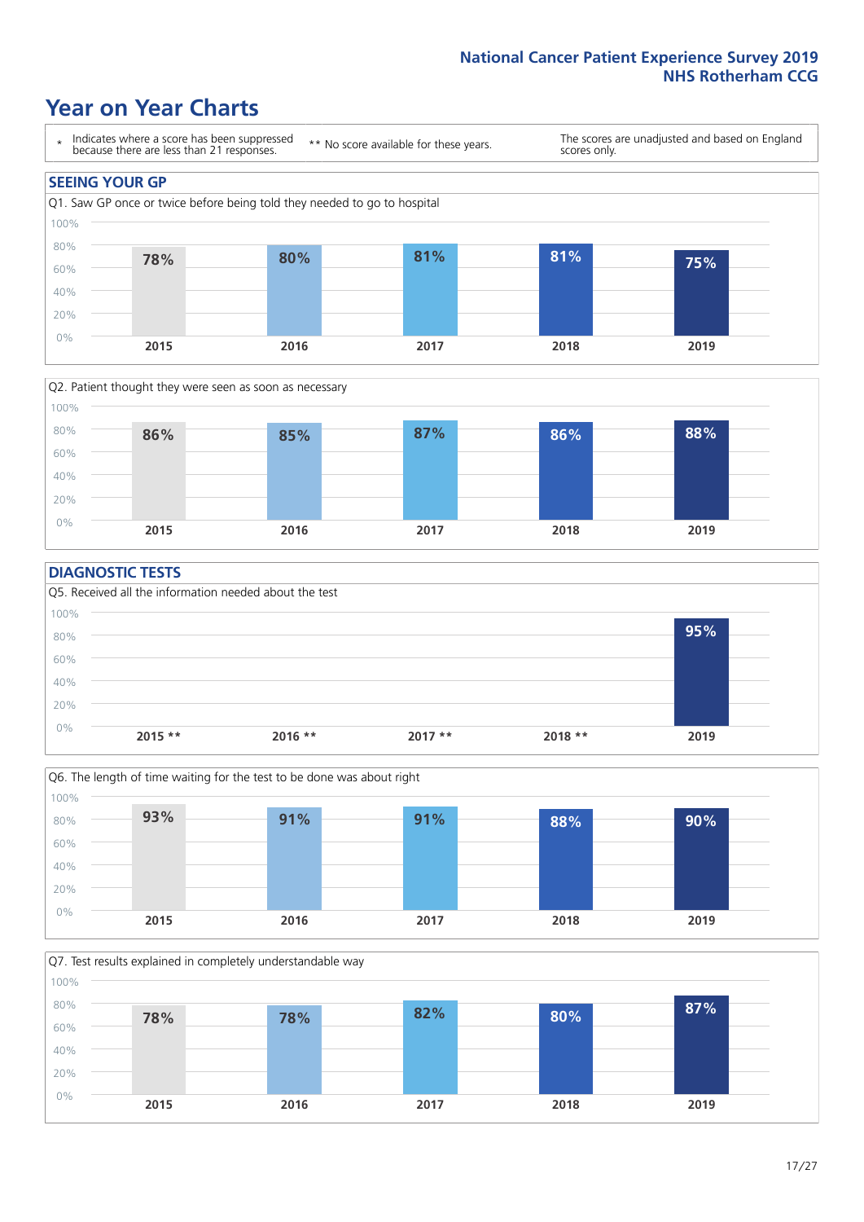## Year on Year Charts

| * Indicates where a score has been suppressed because there are less than 21 responses. | ** No score available for these years. | The scores are unadjusted and based on England scores only. |
|---|---|---|

### SEEING YOUR GP

Q1. Saw GP once or twice before being told they needed to go to hospital

| 2015 | 2016 | 2017 | 2018 | 2019 |
|---|---|---|---|---|
| 78% | 80% | 81% | 81% | 75% |

Q2. Patient thought they were seen as soon as necessary

| 2015 | 2016 | 2017 | 2018 | 2019 |
|---|---|---|---|---|
| 86% | 85% | 87% | 86% | 88% |

### DIAGNOSTIC TESTS

Q5. Received all the information needed about the test

| 2015 ** | 2016 ** | 2017 ** | 2018 ** | 2019 |
|---|---|---|---|---|
| | | | | 95% |

Q6. The length of time waiting for the test to be done was about right

| 2015 | 2016 | 2017 | 2018 | 2019 |
|---|---|---|---|---|
| 93% | 91% | 91% | 88% | 90% |

Q7. Test results explained in completely understandable way

| 2015 | 2016 | 2017 | 2018 | 2019 |
|---|---|---|---|---|
| 78% | 78% | 82% | 80% | 87% |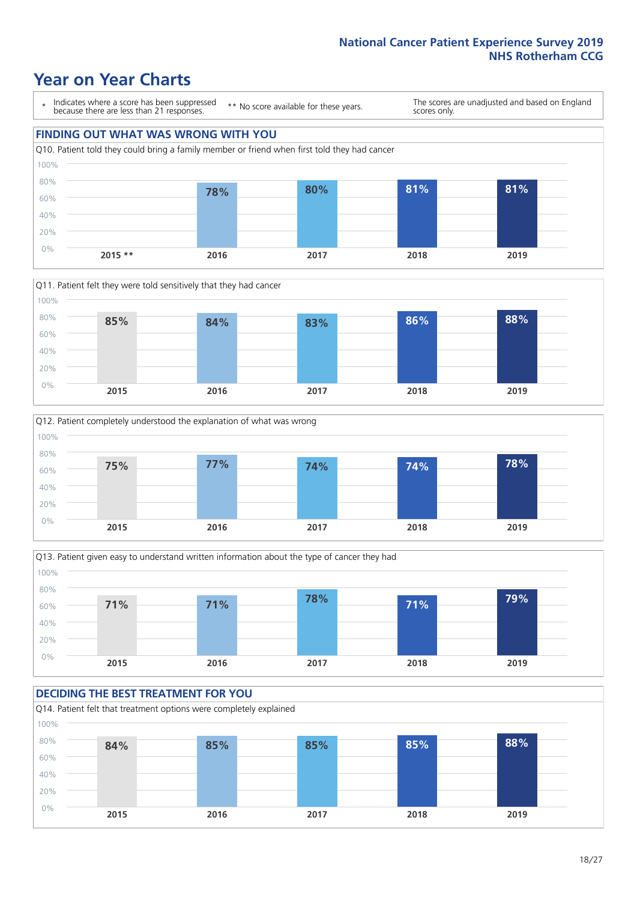# Year on Year Charts

\* Indicates where a score has been suppressed because there are less than 21 responses.

** No score available for these years.

The scores are unadjusted and based on England scores only.

## FINDING OUT WHAT WAS WRONG WITH YOU

Q10. Patient told they could bring a family member or friend when first told they had cancer

| 2015 ** | 2016 | 2017 | 2018 | 2019 |
|---|---|---|---|---|
| | 78% | 80% | 81% | 81% |

Q11. Patient felt they were told sensitively that they had cancer

| 2015 | 2016 | 2017 | 2018 | 2019 |
|---|---|---|---|---|
| 85% | 84% | 83% | 86% | 88% |

Q12. Patient completely understood the explanation of what was wrong

| 2015 | 2016 | 2017 | 2018 | 2019 |
|---|---|---|---|---|
| 75% | 77% | 74% | 74% | 78% |

Q13. Patient given easy to understand written information about the type of cancer they had

| 2015 | 2016 | 2017 | 2018 | 2019 |
|---|---|---|---|---|
| 71% | 71% | 78% | 71% | 79% |

## DECIDING THE BEST TREATMENT FOR YOU

Q14. Patient felt that treatment options were completely explained

| 2015 | 2016 | 2017 | 2018 | 2019 |
|---|---|---|---|---|
| 84% | 85% | 85% | 85% | 88% |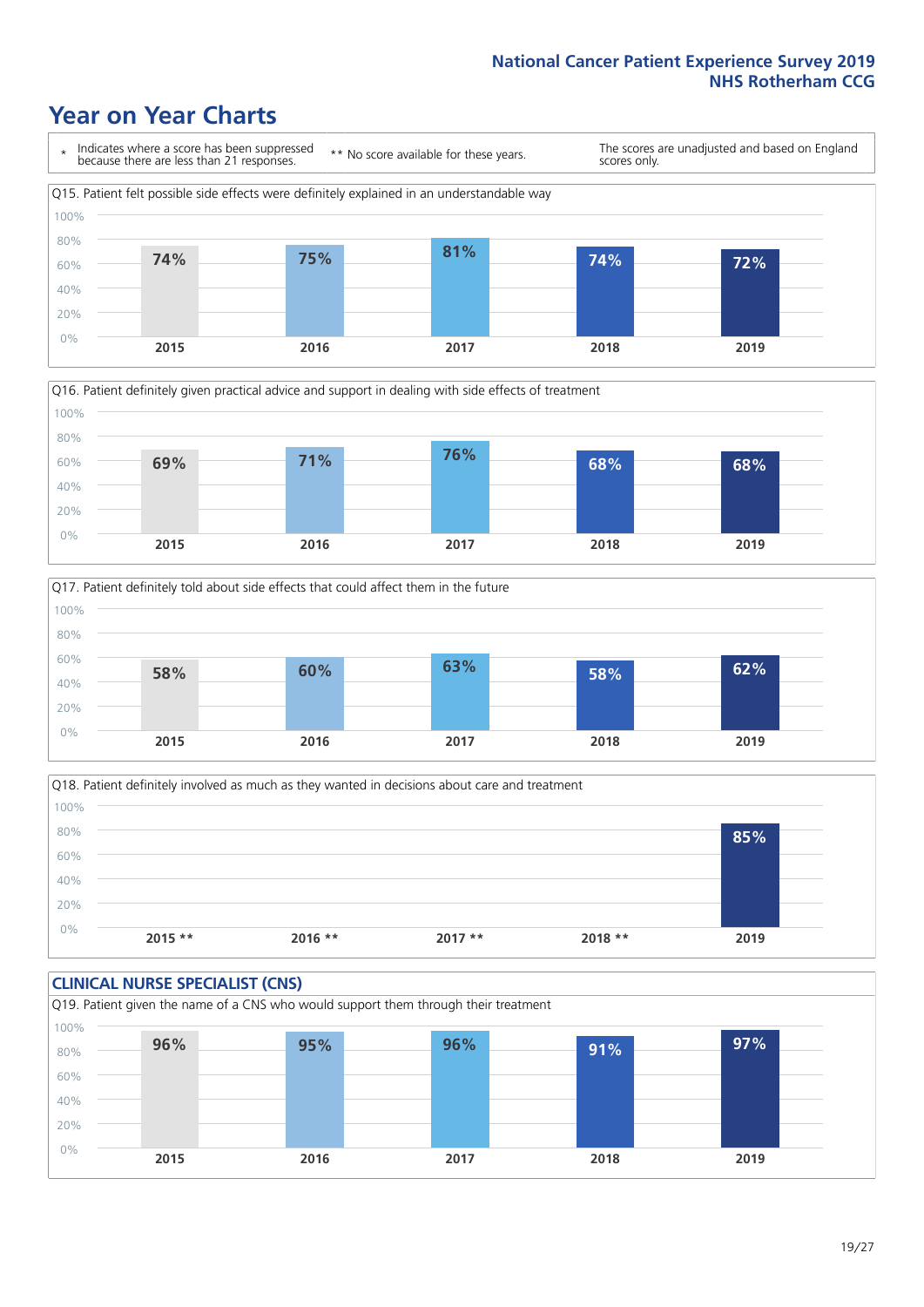# Year on Year Charts

\* Indicates where a score has been suppressed because there are less than 21 responses. ** No score available for these years. The scores are unadjusted and based on England scores only.

Q15. Patient felt possible side effects were definitely explained in an understandable way

| 2015 | 2016 | 2017 | 2018 | 2019 |
|---|---|---|---|---|
| 74% | 75% | 81% | 74% | 72% |

Q16. Patient definitely given practical advice and support in dealing with side effects of treatment

| 2015 | 2016 | 2017 | 2018 | 2019 |
|---|---|---|---|---|
| 69% | 71% | 76% | 68% | 68% |

Q17. Patient definitely told about side effects that could affect them in the future

| 2015 | 2016 | 2017 | 2018 | 2019 |
|---|---|---|---|---|
| 58% | 60% | 63% | 58% | 62% |

Q18. Patient definitely involved as much as they wanted in decisions about care and treatment

| 2015 ** | 2016 ** | 2017 ** | 2018 ** | 2019 |
|---|---|---|---|---|
| | | | | 85% |

## CLINICAL NURSE SPECIALIST (CNS)

Q19. Patient given the name of a CNS who would support them through their treatment

| 2015 | 2016 | 2017 | 2018 | 2019 |
|---|---|---|---|---|
| 96% | 95% | 96% | 91% | 97% |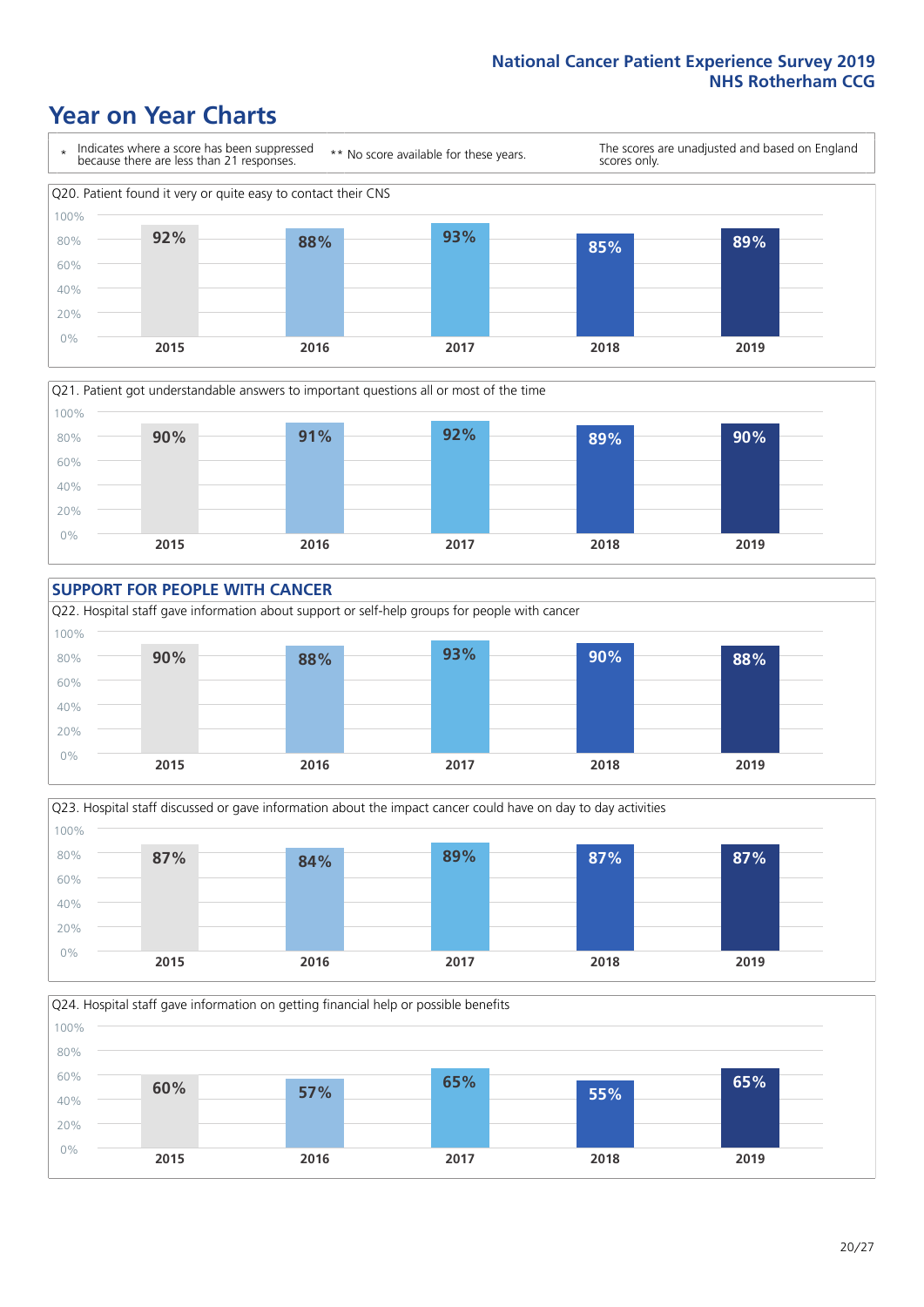# Year on Year Charts

\* Indicates where a score has been suppressed because there are less than 21 responses.

\*\* No score available for these years.

The scores are unadjusted and based on England scores only.

Q20. Patient found it very or quite easy to contact their CNS

| 2015 | 2016 | 2017 | 2018 | 2019 |
|---|---|---|---|---|
| 92% | 88% | 93% | 85% | 89% |

Q21. Patient got understandable answers to important questions all or most of the time

| 2015 | 2016 | 2017 | 2018 | 2019 |
|---|---|---|---|---|
| 90% | 91% | 92% | 89% | 90% |

## SUPPORT FOR PEOPLE WITH CANCER

Q22. Hospital staff gave information about support or self-help groups for people with cancer

| 2015 | 2016 | 2017 | 2018 | 2019 |
|---|---|---|---|---|
| 90% | 88% | 93% | 90% | 88% |

Q23. Hospital staff discussed or gave information about the impact cancer could have on day to day activities

| 2015 | 2016 | 2017 | 2018 | 2019 |
|---|---|---|---|---|
| 87% | 84% | 89% | 87% | 87% |

Q24. Hospital staff gave information on getting financial help or possible benefits

| 2015 | 2016 | 2017 | 2018 | 2019 |
|---|---|---|---|---|
| 60% | 57% | 65% | 55% | 65% |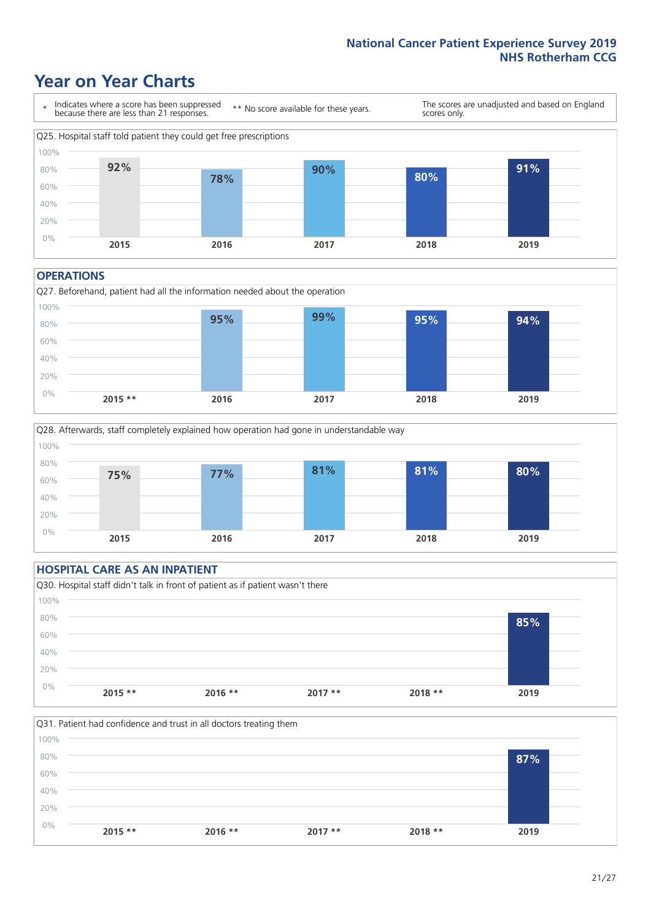## Year on Year Charts

\* Indicates where a score has been suppressed because there are less than 21 responses.

** No score available for these years.

The scores are unadjusted and based on England scores only.

Q25. Hospital staff told patient they could get free prescriptions

| 2015 | 2016 | 2017 | 2018 | 2019 |
|---|---|---|---|---|
| 92% | 78% | 90% | 80% | 91% |

### OPERATIONS

Q27. Beforehand, patient had all the information needed about the operation

| 2015 ** | 2016 | 2017 | 2018 | 2019 |
|---|---|---|---|---|
| | 95% | 99% | 95% | 94% |

Q28. Afterwards, staff completely explained how operation had gone in understandable way

| 2015 | 2016 | 2017 | 2018 | 2019 |
|---|---|---|---|---|
| 75% | 77% | 81% | 81% | 80% |

### HOSPITAL CARE AS AN INPATIENT

Q30. Hospital staff didn't talk in front of patient as if patient wasn't there

| 2015 ** | 2016 ** | 2017 ** | 2018 ** | 2019 |
|---|---|---|---|---|
| | | | | 85% |

Q31. Patient had confidence and trust in all doctors treating them

| 2015 ** | 2016 ** | 2017 ** | 2018 ** | 2019 |
|---|---|---|---|---|
| | | | | 87% |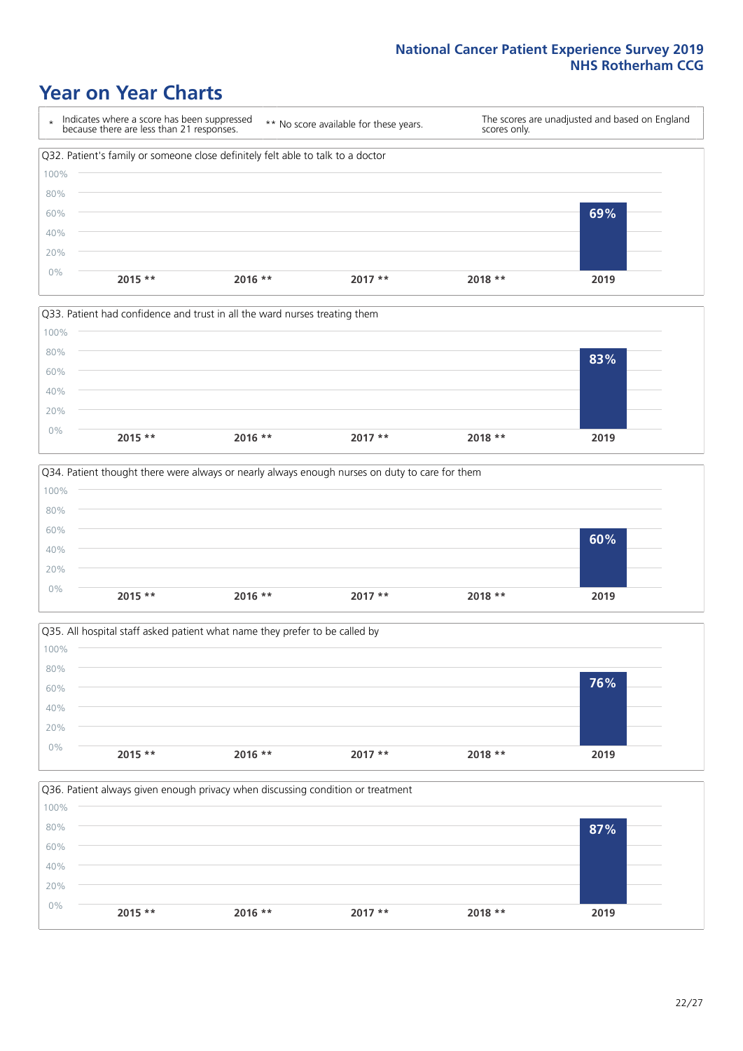# Year on Year Charts

| * Indicates where a score has been suppressed because there are less than 21 responses. | ** No score available for these years. | The scores are unadjusted and based on England scores only. |
|---|---|---|

**Q32. Patient's family or someone close definitely felt able to talk to a doctor**

| 2015 ** | 2016 ** | 2017 ** | 2018 ** | 2019 |
|---|---|---|---|---|
| | | | | 69% |

**Q33. Patient had confidence and trust in all the ward nurses treating them**

| 2015 ** | 2016 ** | 2017 ** | 2018 ** | 2019 |
|---|---|---|---|---|
| | | | | 83% |

**Q34. Patient thought there were always or nearly always enough nurses on duty to care for them**

| 2015 ** | 2016 ** | 2017 ** | 2018 ** | 2019 |
|---|---|---|---|---|
| | | | | 60% |

**Q35. All hospital staff asked patient what name they prefer to be called by**

| 2015 ** | 2016 ** | 2017 ** | 2018 ** | 2019 |
|---|---|---|---|---|
| | | | | 76% |

**Q36. Patient always given enough privacy when discussing condition or treatment**

| 2015 ** | 2016 ** | 2017 ** | 2018 ** | 2019 |
|---|---|---|---|---|
| | | | | 87% |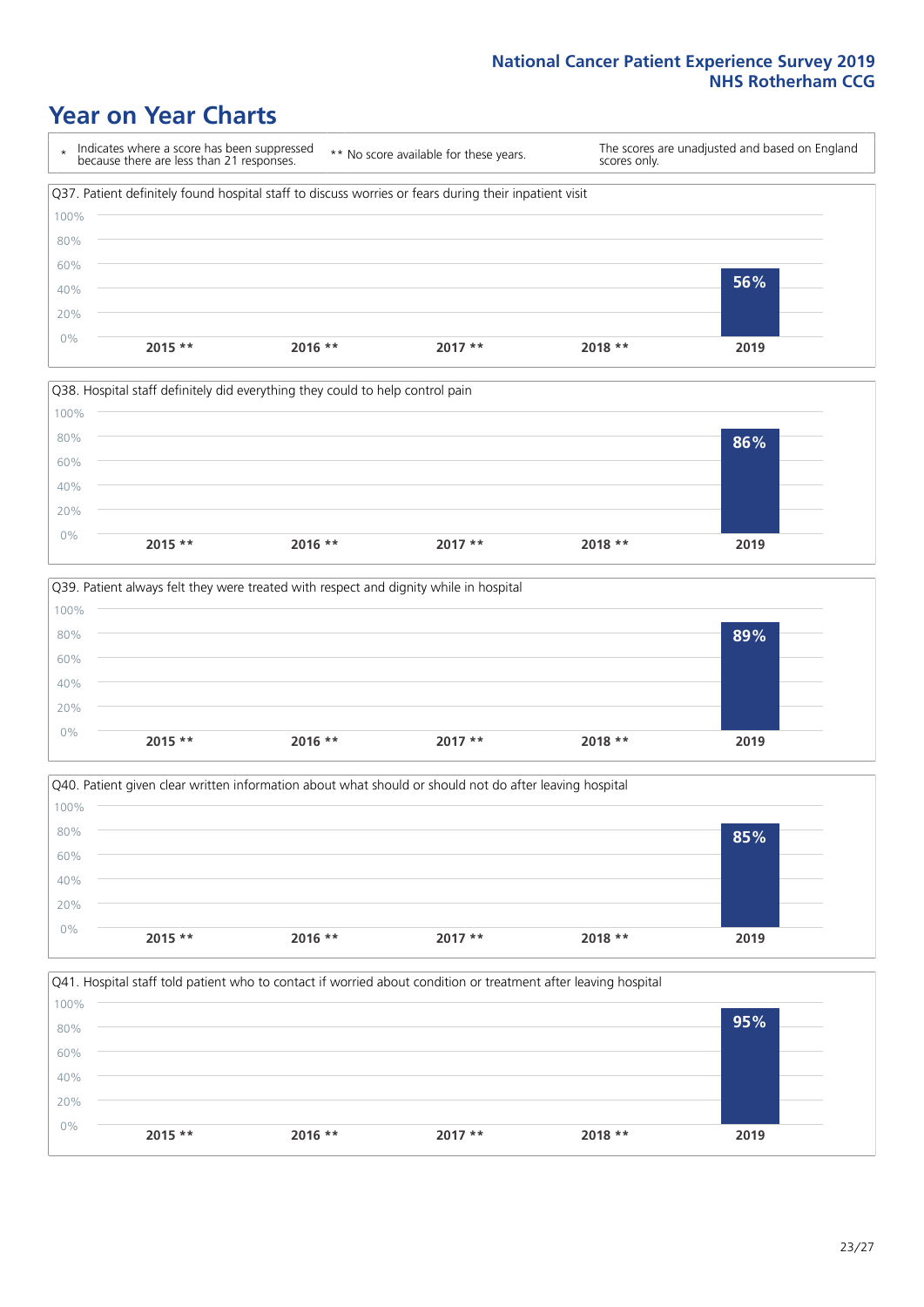# Year on Year Charts

| * Indicates where a score has been suppressed because there are less than 21 responses. | ** No score available for these years. | The scores are unadjusted and based on England scores only. |
|---|---|---|

Q37. Patient definitely found hospital staff to discuss worries or fears during their inpatient visit

| 2015 ** | 2016 ** | 2017 ** | 2018 ** | 2019 |
|---|---|---|---|---|
| | | | | 56% |

Q38. Hospital staff definitely did everything they could to help control pain

| 2015 ** | 2016 ** | 2017 ** | 2018 ** | 2019 |
|---|---|---|---|---|
| | | | | 86% |

Q39. Patient always felt they were treated with respect and dignity while in hospital

| 2015 ** | 2016 ** | 2017 ** | 2018 ** | 2019 |
|---|---|---|---|---|
| | | | | 89% |

Q40. Patient given clear written information about what should or should not do after leaving hospital

| 2015 ** | 2016 ** | 2017 ** | 2018 ** | 2019 |
|---|---|---|---|---|
| | | | | 85% |

Q41. Hospital staff told patient who to contact if worried about condition or treatment after leaving hospital

| 2015 ** | 2016 ** | 2017 ** | 2018 ** | 2019 |
|---|---|---|---|---|
| | | | | 95% |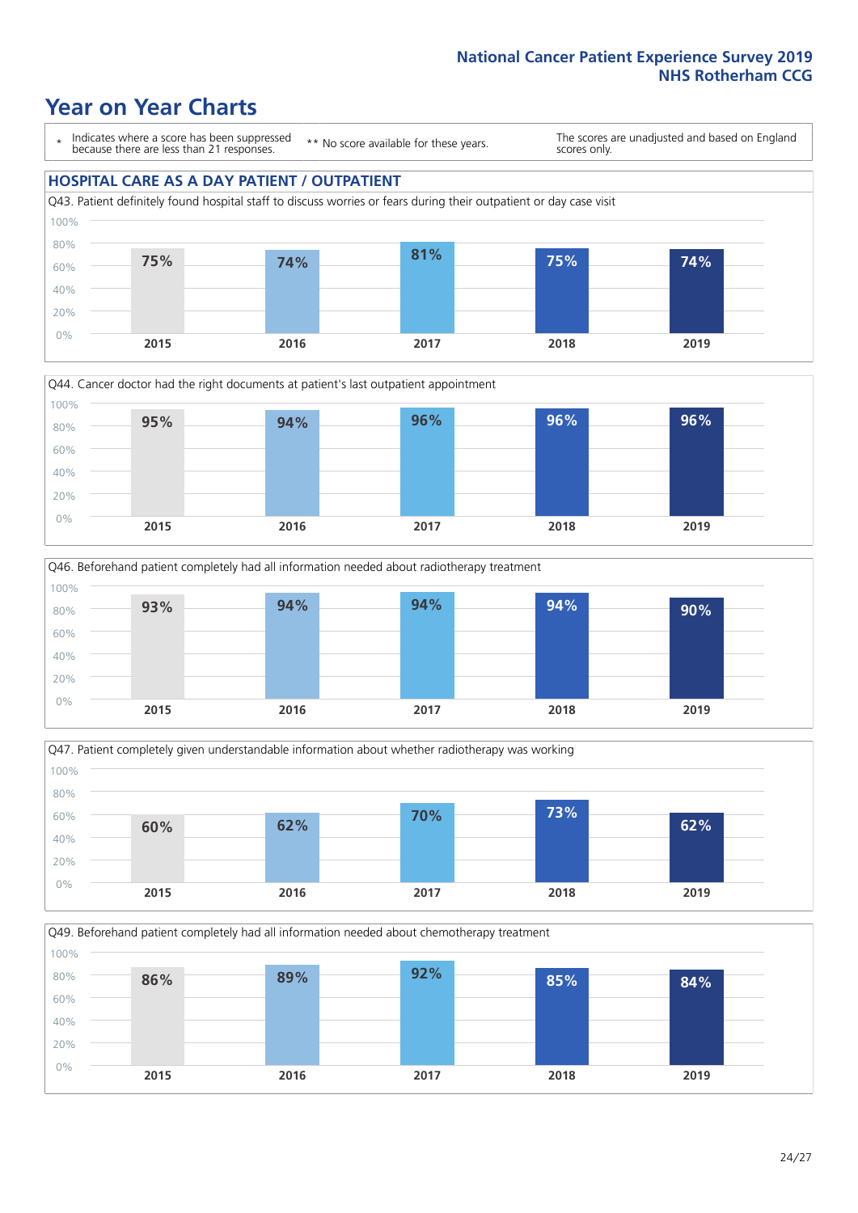# Year on Year Charts

| * Indicates where a score has been suppressed because there are less than 21 responses. | ** No score available for these years. | The scores are unadjusted and based on England scores only. |
|---|---|---|

## HOSPITAL CARE AS A DAY PATIENT / OUTPATIENT

Q43. Patient definitely found hospital staff to discuss worries or fears during their outpatient or day case visit

| 2015 | 2016 | 2017 | 2018 | 2019 |
|---|---|---|---|---|
| 75% | 74% | 81% | 75% | 74% |

Q44. Cancer doctor had the right documents at patient's last outpatient appointment

| 2015 | 2016 | 2017 | 2018 | 2019 |
|---|---|---|---|---|
| 95% | 94% | 96% | 96% | 96% |

Q46. Beforehand patient completely had all information needed about radiotherapy treatment

| 2015 | 2016 | 2017 | 2018 | 2019 |
|---|---|---|---|---|
| 93% | 94% | 94% | 94% | 90% |

Q47. Patient completely given understandable information about whether radiotherapy was working

| 2015 | 2016 | 2017 | 2018 | 2019 |
|---|---|---|---|---|
| 60% | 62% | 70% | 73% | 62% |

Q49. Beforehand patient completely had all information needed about chemotherapy treatment

| 2015 | 2016 | 2017 | 2018 | 2019 |
|---|---|---|---|---|
| 86% | 89% | 92% | 85% | 84% |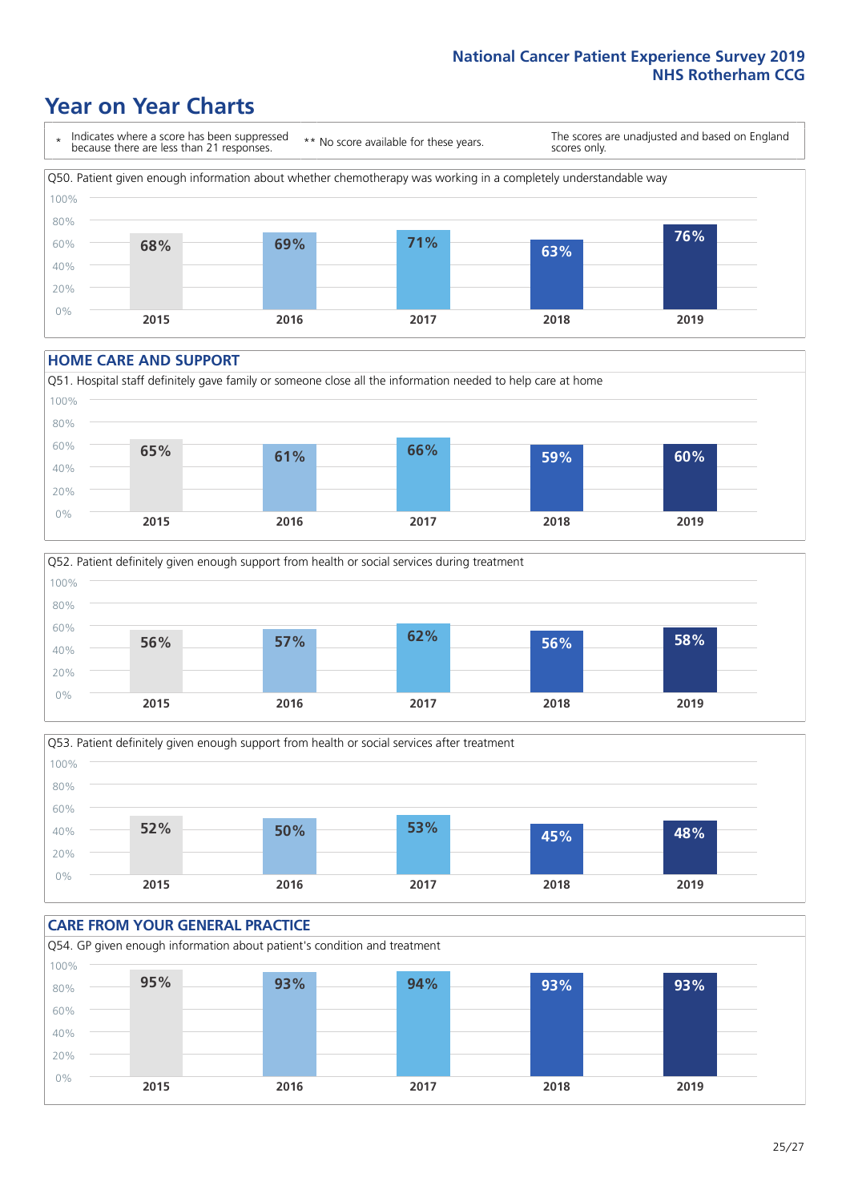# Year on Year Charts

\* Indicates where a score has been suppressed because there are less than 21 responses.

** No score available for these years.

The scores are unadjusted and based on England scores only.

Q50. Patient given enough information about whether chemotherapy was working in a completely understandable way

| 2015 | 2016 | 2017 | 2018 | 2019 |
|---|---|---|---|---|
| 68% | 69% | 71% | 63% | 76% |

## HOME CARE AND SUPPORT

Q51. Hospital staff definitely gave family or someone close all the information needed to help care at home

| 2015 | 2016 | 2017 | 2018 | 2019 |
|---|---|---|---|---|
| 65% | 61% | 66% | 59% | 60% |

Q52. Patient definitely given enough support from health or social services during treatment

| 2015 | 2016 | 2017 | 2018 | 2019 |
|---|---|---|---|---|
| 56% | 57% | 62% | 56% | 58% |

Q53. Patient definitely given enough support from health or social services after treatment

| 2015 | 2016 | 2017 | 2018 | 2019 |
|---|---|---|---|---|
| 52% | 50% | 53% | 45% | 48% |

## CARE FROM YOUR GENERAL PRACTICE

Q54. GP given enough information about patient's condition and treatment

| 2015 | 2016 | 2017 | 2018 | 2019 |
|---|---|---|---|---|
| 95% | 93% | 94% | 93% | 93% |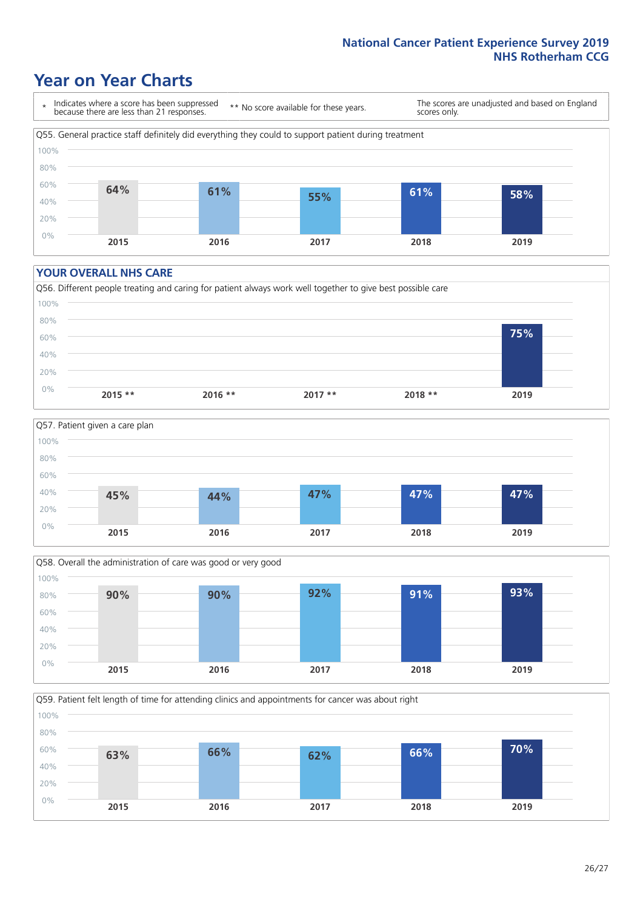## Year on Year Charts

\* Indicates where a score has been suppressed because there are less than 21 responses.

** No score available for these years.

The scores are unadjusted and based on England scores only.

Q55. General practice staff definitely did everything they could to support patient during treatment

| 2015 | 2016 | 2017 | 2018 | 2019 |
|---|---|---|---|---|
| 64% | 61% | 55% | 61% | 58% |

### YOUR OVERALL NHS CARE

Q56. Different people treating and caring for patient always work well together to give best possible care

| 2015 ** | 2016 ** | 2017 ** | 2018 ** | 2019 |
|---|---|---|---|---|
| | | | | 75% |

Q57. Patient given a care plan

| 2015 | 2016 | 2017 | 2018 | 2019 |
|---|---|---|---|---|
| 45% | 44% | 47% | 47% | 47% |

Q58. Overall the administration of care was good or very good

| 2015 | 2016 | 2017 | 2018 | 2019 |
|---|---|---|---|---|
| 90% | 90% | 92% | 91% | 93% |

Q59. Patient felt length of time for attending clinics and appointments for cancer was about right

| 2015 | 2016 | 2017 | 2018 | 2019 |
|---|---|---|---|---|
| 63% | 66% | 62% | 66% | 70% |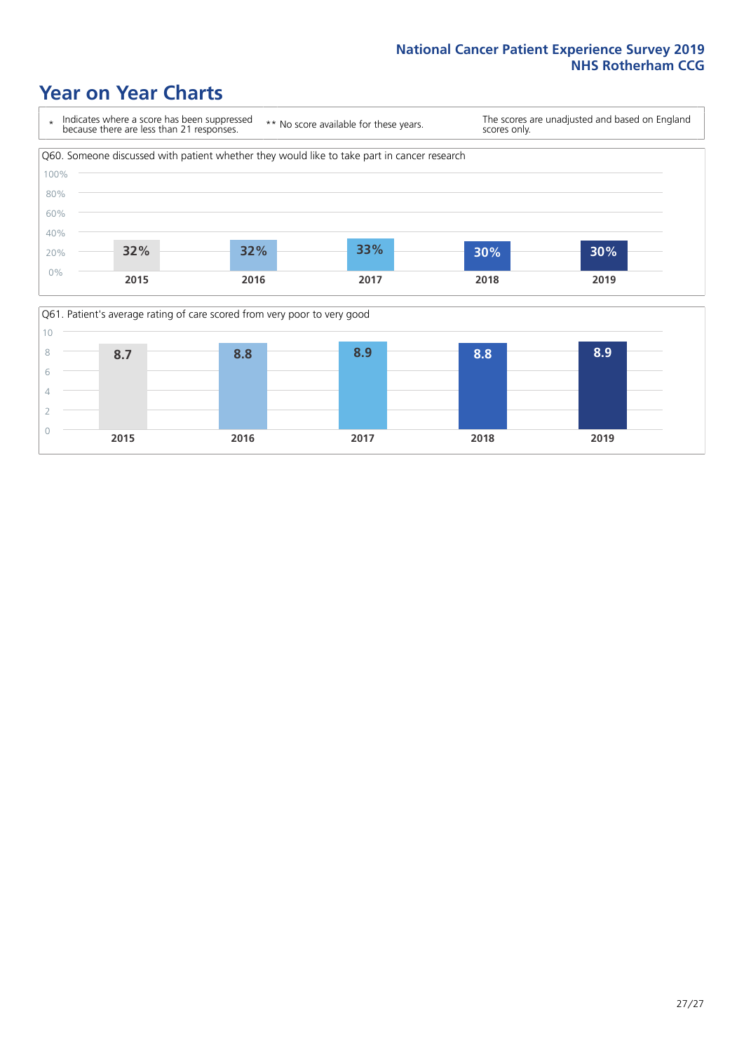# Year on Year Charts

\* Indicates where a score has been suppressed because there are less than 21 responses.

\*\* No score available for these years.

The scores are unadjusted and based on England scores only.

Q60. Someone discussed with patient whether they would like to take part in cancer research

100%
80%
60%
40%
20%
0%

32%
2015
32%
2016
33%
2017
30%
2018
30%
2019

Q61. Patient's average rating of care scored from very poor to very good

10
8
6
4
2
0

8.7
2015
8.8
2016
8.9
2017
8.8
2018
8.9
2019